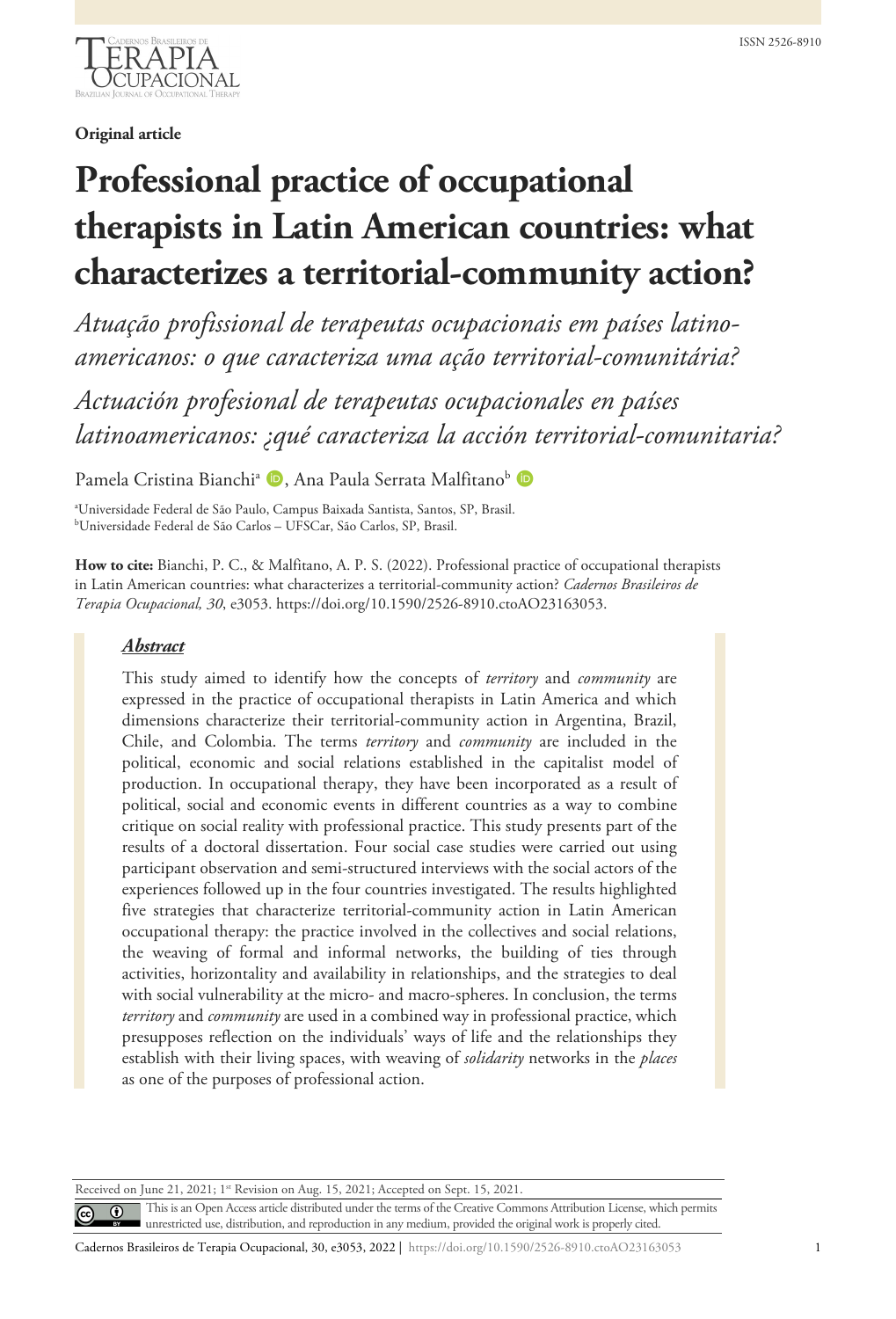**Original article**

# Professional practice of occupational therapists in Latin American countries: what characterizes a territorial-community action?

*Atuação profissional de terapeutas ocupacionais em países latino-americanos: o que caracteriza uma ação territorial-comunitária?*

*Actuación profesional de terapeutas ocupacionales en países latinoamericanos: ¿qué caracteriza la acción territorial-comunitaria?*

Pamela Cristina Bianchi[a], Ana Paula Serrata Malfitano[b]

[a]Universidade Federal de São Paulo, Campus Baixada Santista, Santos, SP, Brasil.
[b]Universidade Federal de São Carlos – UFSCar, São Carlos, SP, Brasil.

**How to cite:** Bianchi, P. C., & Malfitano, A. P. S. (2022). Professional practice of occupational therapists in Latin American countries: what characterizes a territorial-community action? *Cadernos Brasileiros de Terapia Ocupacional, 30*, e3053. https://doi.org/10.1590/2526-8910.ctoAO23163053.

## ***Abstract***

This study aimed to identify how the concepts of *territory* and *community* are expressed in the practice of occupational therapists in Latin America and which dimensions characterize their territorial-community action in Argentina, Brazil, Chile, and Colombia. The terms *territory* and *community* are included in the political, economic and social relations established in the capitalist model of production. In occupational therapy, they have been incorporated as a result of political, social and economic events in different countries as a way to combine critique on social reality with professional practice. This study presents part of the results of a doctoral dissertation. Four social case studies were carried out using participant observation and semi-structured interviews with the social actors of the experiences followed up in the four countries investigated. The results highlighted five strategies that characterize territorial-community action in Latin American occupational therapy: the practice involved in the collectives and social relations, the weaving of formal and informal networks, the building of ties through activities, horizontality and availability in relationships, and the strategies to deal with social vulnerability at the micro- and macro-spheres. In conclusion, the terms *territory* and *community* are used in a combined way in professional practice, which presupposes reflection on the individuals' ways of life and the relationships they establish with their living spaces, with weaving of *solidarity* networks in the *places* as one of the purposes of professional action.

Received on June 21, 2021; 1st Revision on Aug. 15, 2021; Accepted on Sept. 15, 2021.

This is an Open Access article distributed under the terms of the Creative Commons Attribution License, which permits unrestricted use, distribution, and reproduction in any medium, provided the original work is properly cited.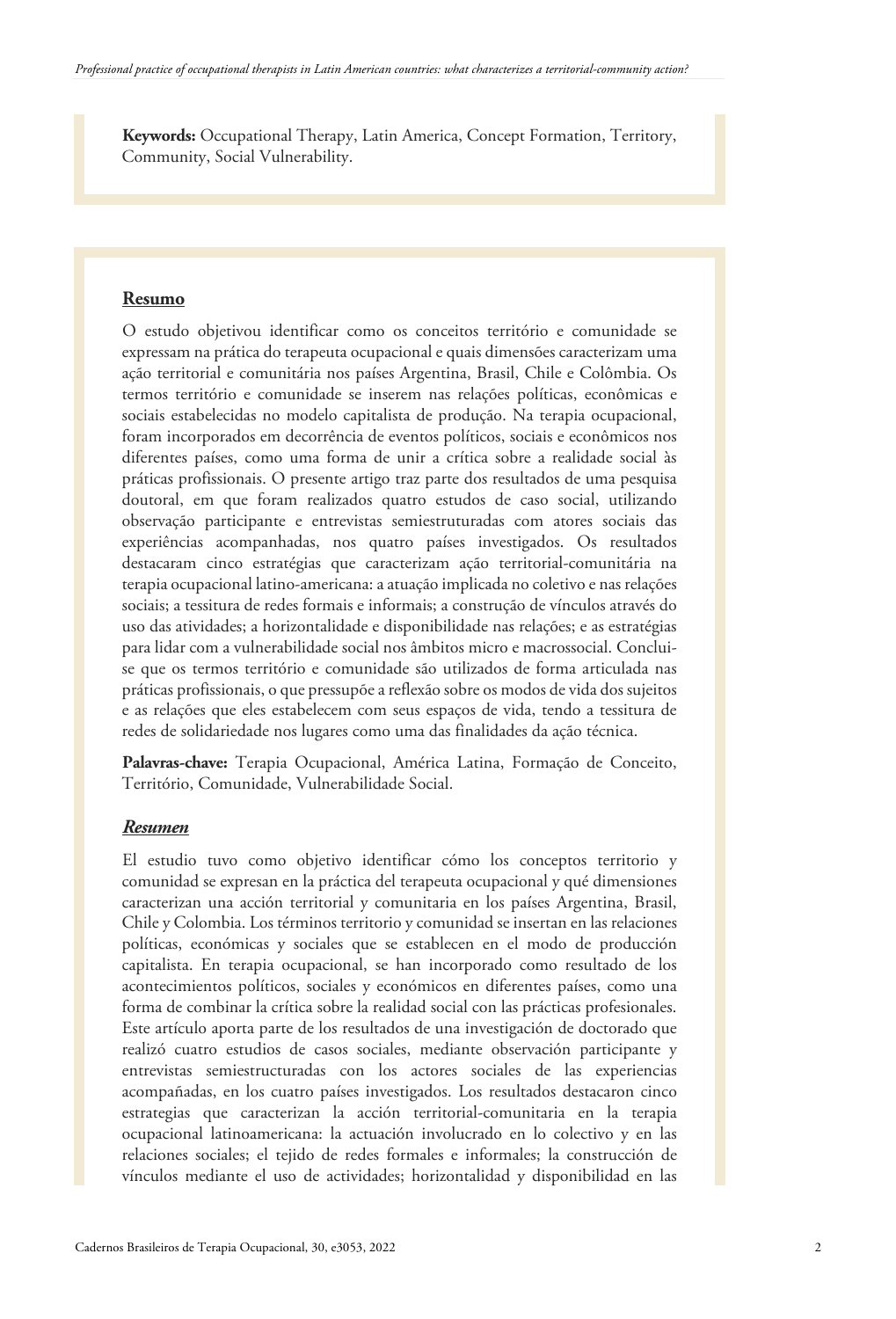**Keywords:** Occupational Therapy, Latin America, Concept Formation, Territory, Community, Social Vulnerability.

## Resumo

O estudo objetivou identificar como os conceitos território e comunidade se expressam na prática do terapeuta ocupacional e quais dimensões caracterizam uma ação territorial e comunitária nos países Argentina, Brasil, Chile e Colômbia. Os termos território e comunidade se inserem nas relações políticas, econômicas e sociais estabelecidas no modelo capitalista de produção. Na terapia ocupacional, foram incorporados em decorrência de eventos políticos, sociais e econômicos nos diferentes países, como uma forma de unir a crítica sobre a realidade social às práticas profissionais. O presente artigo traz parte dos resultados de uma pesquisa doutoral, em que foram realizados quatro estudos de caso social, utilizando observação participante e entrevistas semiestruturadas com atores sociais das experiências acompanhadas, nos quatro países investigados. Os resultados destacaram cinco estratégias que caracterizam ação territorial-comunitária na terapia ocupacional latino-americana: a atuação implicada no coletivo e nas relações sociais; a tessitura de redes formais e informais; a construção de vínculos através do uso das atividades; a horizontalidade e disponibilidade nas relações; e as estratégias para lidar com a vulnerabilidade social nos âmbitos micro e macrossocial. Conclui-se que os termos território e comunidade são utilizados de forma articulada nas práticas profissionais, o que pressupõe a reflexão sobre os modos de vida dos sujeitos e as relações que eles estabelecem com seus espaços de vida, tendo a tessitura de redes de solidariedade nos lugares como uma das finalidades da ação técnica.

**Palavras-chave:** Terapia Ocupacional, América Latina, Formação de Conceito, Território, Comunidade, Vulnerabilidade Social.

## *Resumen*

El estudio tuvo como objetivo identificar cómo los conceptos territorio y comunidad se expresan en la práctica del terapeuta ocupacional y qué dimensiones caracterizan una acción territorial y comunitaria en los países Argentina, Brasil, Chile y Colombia. Los términos territorio y comunidad se insertan en las relaciones políticas, económicas y sociales que se establecen en el modo de producción capitalista. En terapia ocupacional, se han incorporado como resultado de los acontecimientos políticos, sociales y económicos en diferentes países, como una forma de combinar la crítica sobre la realidad social con las prácticas profesionales. Este artículo aporta parte de los resultados de una investigación de doctorado que realizó cuatro estudios de casos sociales, mediante observación participante y entrevistas semiestructuradas con los actores sociales de las experiencias acompañadas, en los cuatro países investigados. Los resultados destacaron cinco estrategias que caracterizan la acción territorial-comunitaria en la terapia ocupacional latinoamericana: la actuación involucrado en lo colectivo y en las relaciones sociales; el tejido de redes formales e informales; la construcción de vínculos mediante el uso de actividades; horizontalidad y disponibilidad en las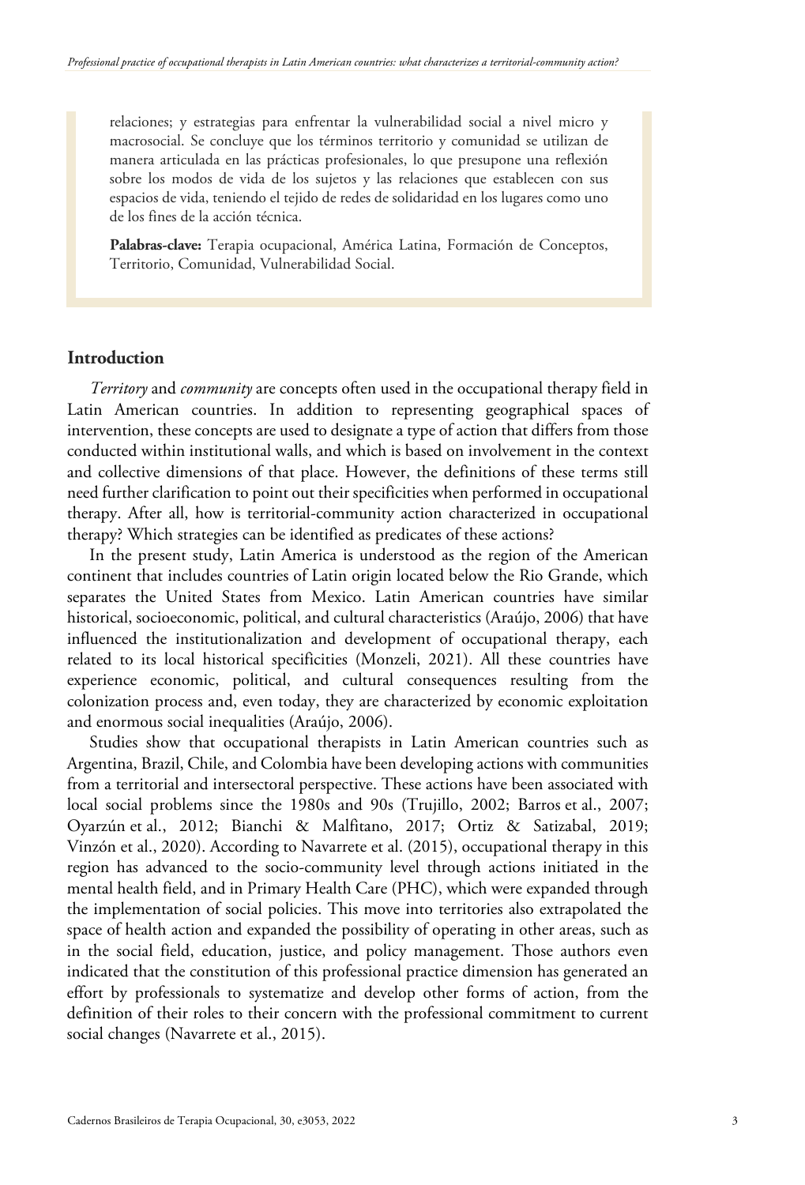relaciones; y estrategias para enfrentar la vulnerabilidad social a nivel micro y macrosocial. Se concluye que los términos territorio y comunidad se utilizan de manera articulada en las prácticas profesionales, lo que presupone una reflexión sobre los modos de vida de los sujetos y las relaciones que establecen con sus espacios de vida, teniendo el tejido de redes de solidaridad en los lugares como uno de los fines de la acción técnica.

**Palabras-clave:** Terapia ocupacional, América Latina, Formación de Conceptos, Territorio, Comunidad, Vulnerabilidad Social.

## Introduction

*Territory* and *community* are concepts often used in the occupational therapy field in Latin American countries. In addition to representing geographical spaces of intervention, these concepts are used to designate a type of action that differs from those conducted within institutional walls, and which is based on involvement in the context and collective dimensions of that place. However, the definitions of these terms still need further clarification to point out their specificities when performed in occupational therapy. After all, how is territorial-community action characterized in occupational therapy? Which strategies can be identified as predicates of these actions?

In the present study, Latin America is understood as the region of the American continent that includes countries of Latin origin located below the Rio Grande, which separates the United States from Mexico. Latin American countries have similar historical, socioeconomic, political, and cultural characteristics (Araújo, 2006) that have influenced the institutionalization and development of occupational therapy, each related to its local historical specificities (Monzeli, 2021). All these countries have experience economic, political, and cultural consequences resulting from the colonization process and, even today, they are characterized by economic exploitation and enormous social inequalities (Araújo, 2006).

Studies show that occupational therapists in Latin American countries such as Argentina, Brazil, Chile, and Colombia have been developing actions with communities from a territorial and intersectoral perspective. These actions have been associated with local social problems since the 1980s and 90s (Trujillo, 2002; Barros et al., 2007; Oyarzún et al., 2012; Bianchi & Malfitano, 2017; Ortiz & Satizabal, 2019; Vinzón et al., 2020). According to Navarrete et al. (2015), occupational therapy in this region has advanced to the socio-community level through actions initiated in the mental health field, and in Primary Health Care (PHC), which were expanded through the implementation of social policies. This move into territories also extrapolated the space of health action and expanded the possibility of operating in other areas, such as in the social field, education, justice, and policy management. Those authors even indicated that the constitution of this professional practice dimension has generated an effort by professionals to systematize and develop other forms of action, from the definition of their roles to their concern with the professional commitment to current social changes (Navarrete et al., 2015).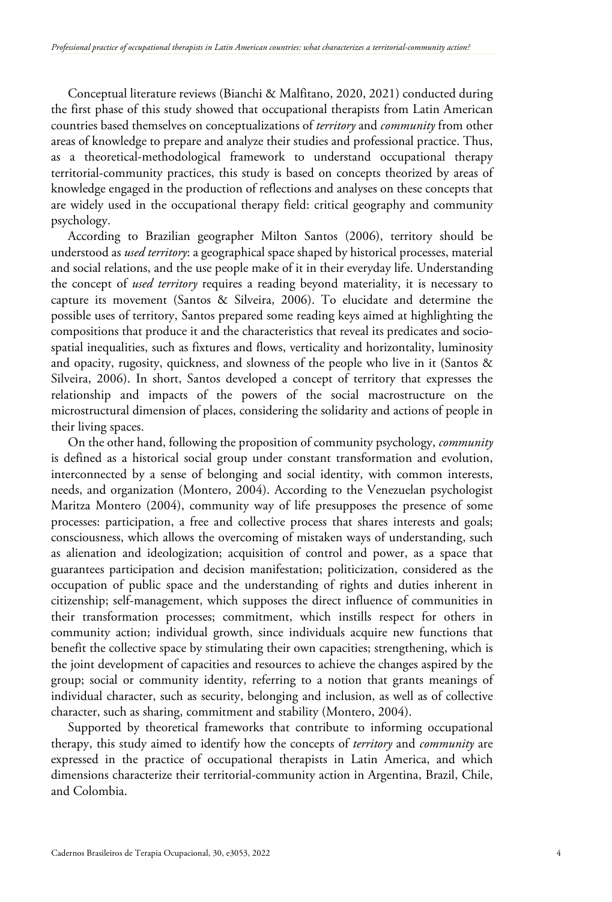Conceptual literature reviews (Bianchi & Malfitano, 2020, 2021) conducted during the first phase of this study showed that occupational therapists from Latin American countries based themselves on conceptualizations of *territory* and *community* from other areas of knowledge to prepare and analyze their studies and professional practice. Thus, as a theoretical-methodological framework to understand occupational therapy territorial-community practices, this study is based on concepts theorized by areas of knowledge engaged in the production of reflections and analyses on these concepts that are widely used in the occupational therapy field: critical geography and community psychology.

According to Brazilian geographer Milton Santos (2006), territory should be understood as *used territory*: a geographical space shaped by historical processes, material and social relations, and the use people make of it in their everyday life. Understanding the concept of *used territory* requires a reading beyond materiality, it is necessary to capture its movement (Santos & Silveira, 2006). To elucidate and determine the possible uses of territory, Santos prepared some reading keys aimed at highlighting the compositions that produce it and the characteristics that reveal its predicates and socio-spatial inequalities, such as fixtures and flows, verticality and horizontality, luminosity and opacity, rugosity, quickness, and slowness of the people who live in it (Santos & Silveira, 2006). In short, Santos developed a concept of territory that expresses the relationship and impacts of the powers of the social macrostructure on the microstructural dimension of places, considering the solidarity and actions of people in their living spaces.

On the other hand, following the proposition of community psychology, *community* is defined as a historical social group under constant transformation and evolution, interconnected by a sense of belonging and social identity, with common interests, needs, and organization (Montero, 2004). According to the Venezuelan psychologist Maritza Montero (2004), community way of life presupposes the presence of some processes: participation, a free and collective process that shares interests and goals; consciousness, which allows the overcoming of mistaken ways of understanding, such as alienation and ideologization; acquisition of control and power, as a space that guarantees participation and decision manifestation; politicization, considered as the occupation of public space and the understanding of rights and duties inherent in citizenship; self-management, which supposes the direct influence of communities in their transformation processes; commitment, which instills respect for others in community action; individual growth, since individuals acquire new functions that benefit the collective space by stimulating their own capacities; strengthening, which is the joint development of capacities and resources to achieve the changes aspired by the group; social or community identity, referring to a notion that grants meanings of individual character, such as security, belonging and inclusion, as well as of collective character, such as sharing, commitment and stability (Montero, 2004).

Supported by theoretical frameworks that contribute to informing occupational therapy, this study aimed to identify how the concepts of *territory* and *community* are expressed in the practice of occupational therapists in Latin America, and which dimensions characterize their territorial-community action in Argentina, Brazil, Chile, and Colombia.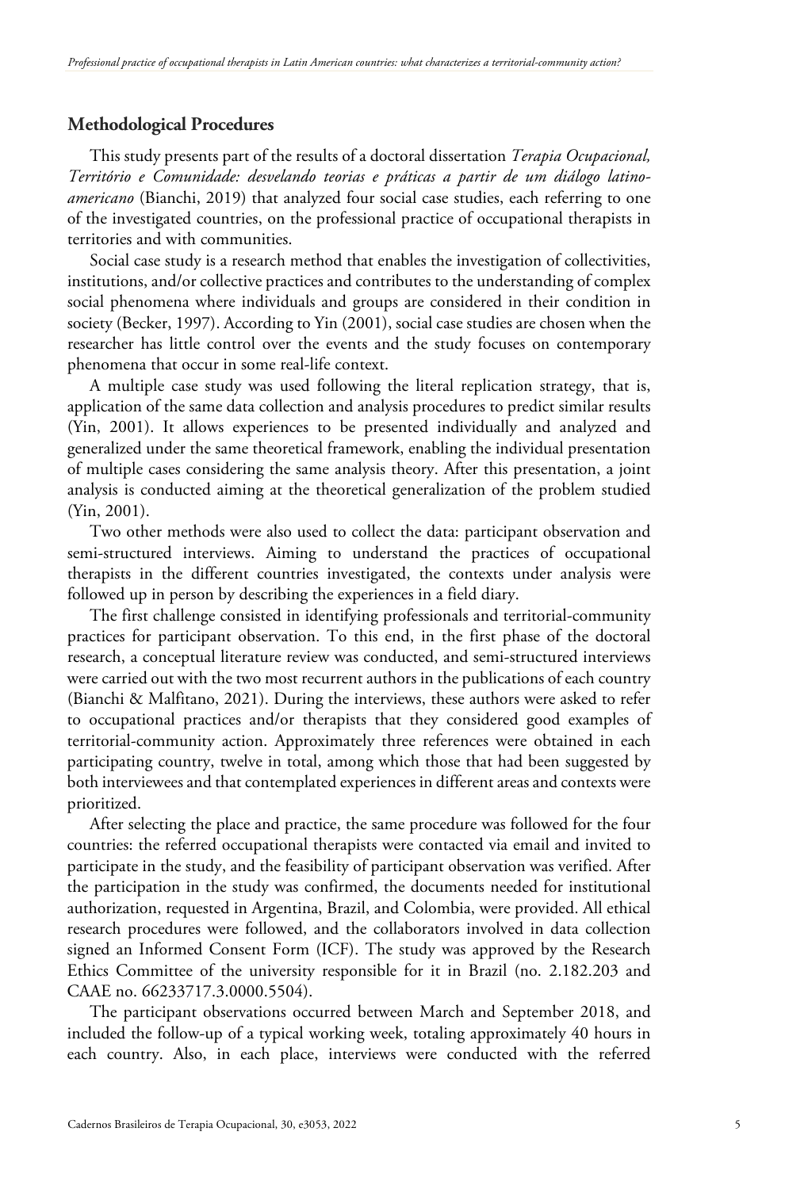## Methodological Procedures

This study presents part of the results of a doctoral dissertation *Terapia Ocupacional, Território e Comunidade: desvelando teorias e práticas a partir de um diálogo latino-americano* (Bianchi, 2019) that analyzed four social case studies, each referring to one of the investigated countries, on the professional practice of occupational therapists in territories and with communities.

Social case study is a research method that enables the investigation of collectivities, institutions, and/or collective practices and contributes to the understanding of complex social phenomena where individuals and groups are considered in their condition in society (Becker, 1997). According to Yin (2001), social case studies are chosen when the researcher has little control over the events and the study focuses on contemporary phenomena that occur in some real-life context.

A multiple case study was used following the literal replication strategy, that is, application of the same data collection and analysis procedures to predict similar results (Yin, 2001). It allows experiences to be presented individually and analyzed and generalized under the same theoretical framework, enabling the individual presentation of multiple cases considering the same analysis theory. After this presentation, a joint analysis is conducted aiming at the theoretical generalization of the problem studied (Yin, 2001).

Two other methods were also used to collect the data: participant observation and semi-structured interviews. Aiming to understand the practices of occupational therapists in the different countries investigated, the contexts under analysis were followed up in person by describing the experiences in a field diary.

The first challenge consisted in identifying professionals and territorial-community practices for participant observation. To this end, in the first phase of the doctoral research, a conceptual literature review was conducted, and semi-structured interviews were carried out with the two most recurrent authors in the publications of each country (Bianchi & Malfitano, 2021). During the interviews, these authors were asked to refer to occupational practices and/or therapists that they considered good examples of territorial-community action. Approximately three references were obtained in each participating country, twelve in total, among which those that had been suggested by both interviewees and that contemplated experiences in different areas and contexts were prioritized.

After selecting the place and practice, the same procedure was followed for the four countries: the referred occupational therapists were contacted via email and invited to participate in the study, and the feasibility of participant observation was verified. After the participation in the study was confirmed, the documents needed for institutional authorization, requested in Argentina, Brazil, and Colombia, were provided. All ethical research procedures were followed, and the collaborators involved in data collection signed an Informed Consent Form (ICF). The study was approved by the Research Ethics Committee of the university responsible for it in Brazil (no. 2.182.203 and CAAE no. 66233717.3.0000.5504).

The participant observations occurred between March and September 2018, and included the follow-up of a typical working week, totaling approximately 40 hours in each country. Also, in each place, interviews were conducted with the referred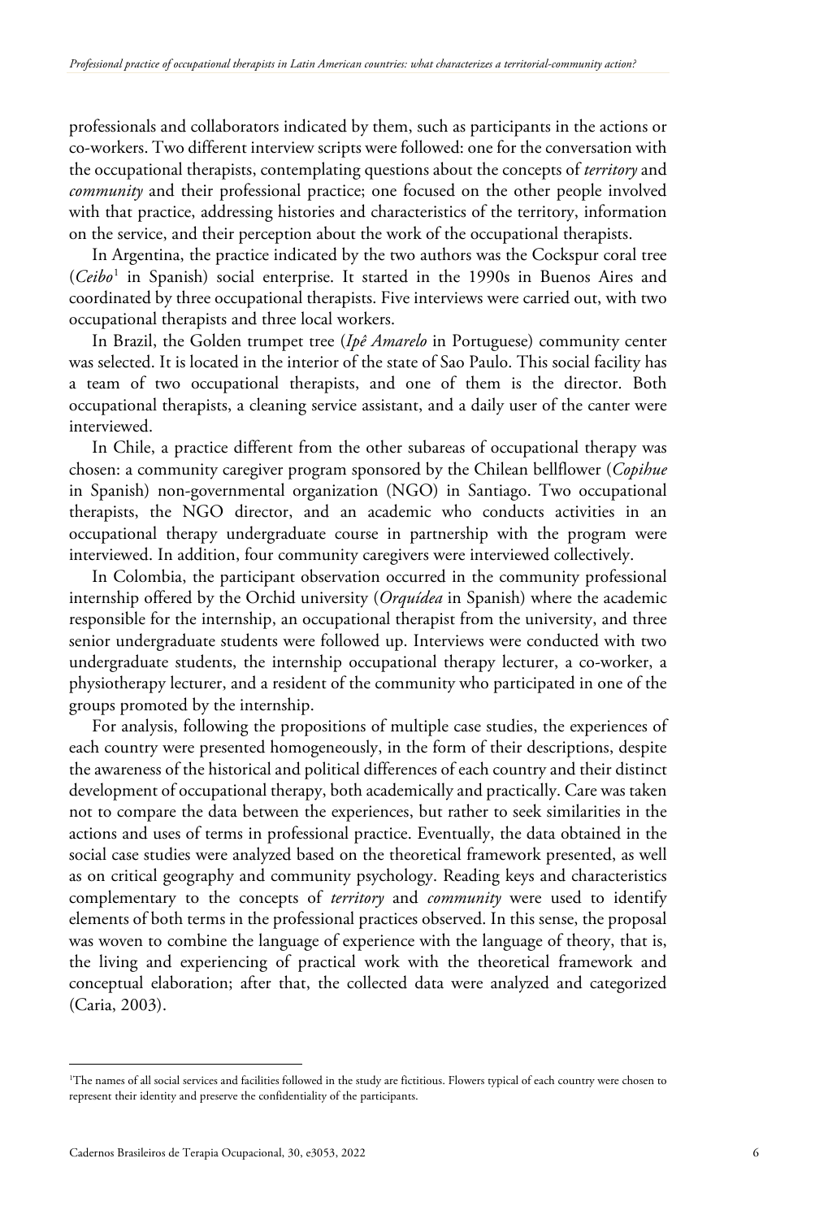professionals and collaborators indicated by them, such as participants in the actions or co-workers. Two different interview scripts were followed: one for the conversation with the occupational therapists, contemplating questions about the concepts of *territory* and *community* and their professional practice; one focused on the other people involved with that practice, addressing histories and characteristics of the territory, information on the service, and their perception about the work of the occupational therapists.

In Argentina, the practice indicated by the two authors was the Cockspur coral tree (*Ceibo*[1] in Spanish) social enterprise. It started in the 1990s in Buenos Aires and coordinated by three occupational therapists. Five interviews were carried out, with two occupational therapists and three local workers.

In Brazil, the Golden trumpet tree (*Ipê Amarelo* in Portuguese) community center was selected. It is located in the interior of the state of Sao Paulo. This social facility has a team of two occupational therapists, and one of them is the director. Both occupational therapists, a cleaning service assistant, and a daily user of the canter were interviewed.

In Chile, a practice different from the other subareas of occupational therapy was chosen: a community caregiver program sponsored by the Chilean bellflower (*Copihue* in Spanish) non-governmental organization (NGO) in Santiago. Two occupational therapists, the NGO director, and an academic who conducts activities in an occupational therapy undergraduate course in partnership with the program were interviewed. In addition, four community caregivers were interviewed collectively.

In Colombia, the participant observation occurred in the community professional internship offered by the Orchid university (*Orquídea* in Spanish) where the academic responsible for the internship, an occupational therapist from the university, and three senior undergraduate students were followed up. Interviews were conducted with two undergraduate students, the internship occupational therapy lecturer, a co-worker, a physiotherapy lecturer, and a resident of the community who participated in one of the groups promoted by the internship.

For analysis, following the propositions of multiple case studies, the experiences of each country were presented homogeneously, in the form of their descriptions, despite the awareness of the historical and political differences of each country and their distinct development of occupational therapy, both academically and practically. Care was taken not to compare the data between the experiences, but rather to seek similarities in the actions and uses of terms in professional practice. Eventually, the data obtained in the social case studies were analyzed based on the theoretical framework presented, as well as on critical geography and community psychology. Reading keys and characteristics complementary to the concepts of *territory* and *community* were used to identify elements of both terms in the professional practices observed. In this sense, the proposal was woven to combine the language of experience with the language of theory, that is, the living and experiencing of practical work with the theoretical framework and conceptual elaboration; after that, the collected data were analyzed and categorized (Caria, 2003).

---

[1]The names of all social services and facilities followed in the study are fictitious. Flowers typical of each country were chosen to represent their identity and preserve the confidentiality of the participants.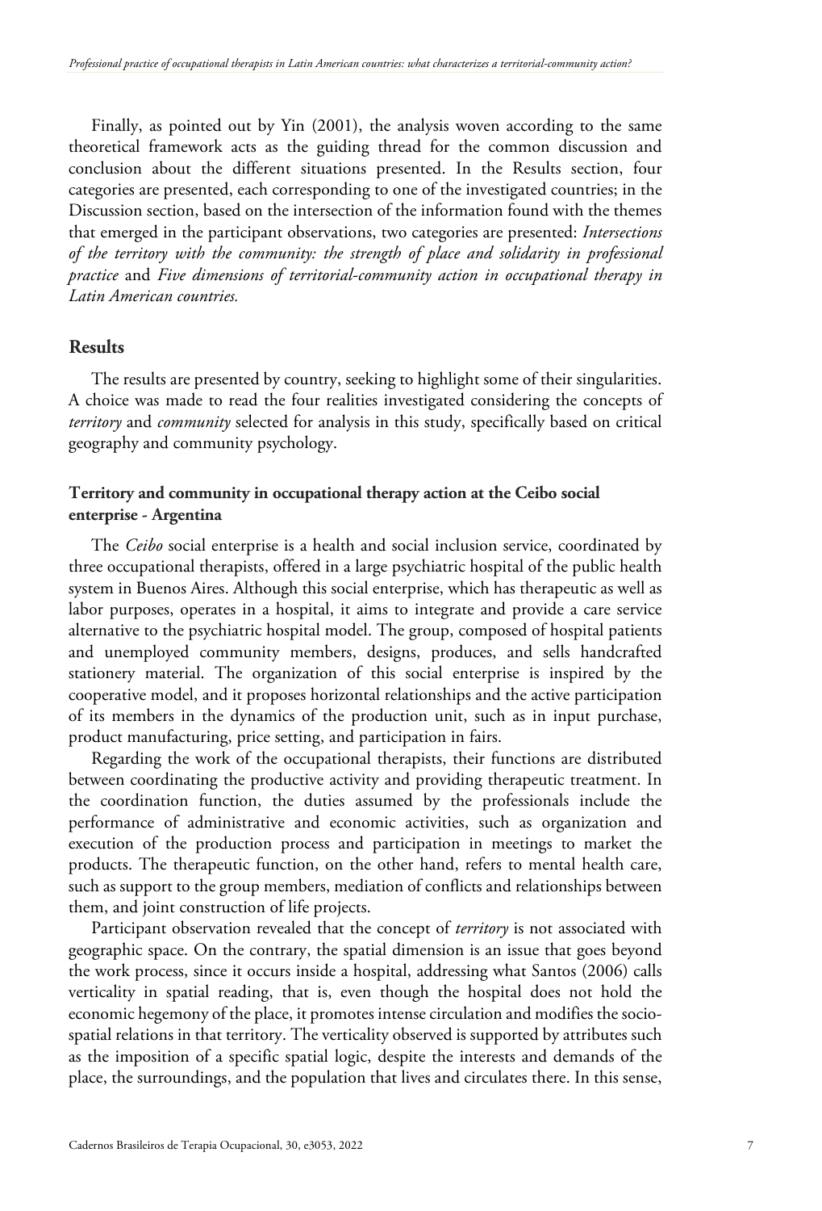Finally, as pointed out by Yin (2001), the analysis woven according to the same theoretical framework acts as the guiding thread for the common discussion and conclusion about the different situations presented. In the Results section, four categories are presented, each corresponding to one of the investigated countries; in the Discussion section, based on the intersection of the information found with the themes that emerged in the participant observations, two categories are presented: *Intersections of the territory with the community: the strength of place and solidarity in professional practice* and *Five dimensions of territorial-community action in occupational therapy in Latin American countries.*

## Results

The results are presented by country, seeking to highlight some of their singularities. A choice was made to read the four realities investigated considering the concepts of *territory* and *community* selected for analysis in this study, specifically based on critical geography and community psychology.

### Territory and community in occupational therapy action at the Ceibo social enterprise - Argentina

The *Ceibo* social enterprise is a health and social inclusion service, coordinated by three occupational therapists, offered in a large psychiatric hospital of the public health system in Buenos Aires. Although this social enterprise, which has therapeutic as well as labor purposes, operates in a hospital, it aims to integrate and provide a care service alternative to the psychiatric hospital model. The group, composed of hospital patients and unemployed community members, designs, produces, and sells handcrafted stationery material. The organization of this social enterprise is inspired by the cooperative model, and it proposes horizontal relationships and the active participation of its members in the dynamics of the production unit, such as in input purchase, product manufacturing, price setting, and participation in fairs.

Regarding the work of the occupational therapists, their functions are distributed between coordinating the productive activity and providing therapeutic treatment. In the coordination function, the duties assumed by the professionals include the performance of administrative and economic activities, such as organization and execution of the production process and participation in meetings to market the products. The therapeutic function, on the other hand, refers to mental health care, such as support to the group members, mediation of conflicts and relationships between them, and joint construction of life projects.

Participant observation revealed that the concept of *territory* is not associated with geographic space. On the contrary, the spatial dimension is an issue that goes beyond the work process, since it occurs inside a hospital, addressing what Santos (2006) calls verticality in spatial reading, that is, even though the hospital does not hold the economic hegemony of the place, it promotes intense circulation and modifies the socio-spatial relations in that territory. The verticality observed is supported by attributes such as the imposition of a specific spatial logic, despite the interests and demands of the place, the surroundings, and the population that lives and circulates there. In this sense,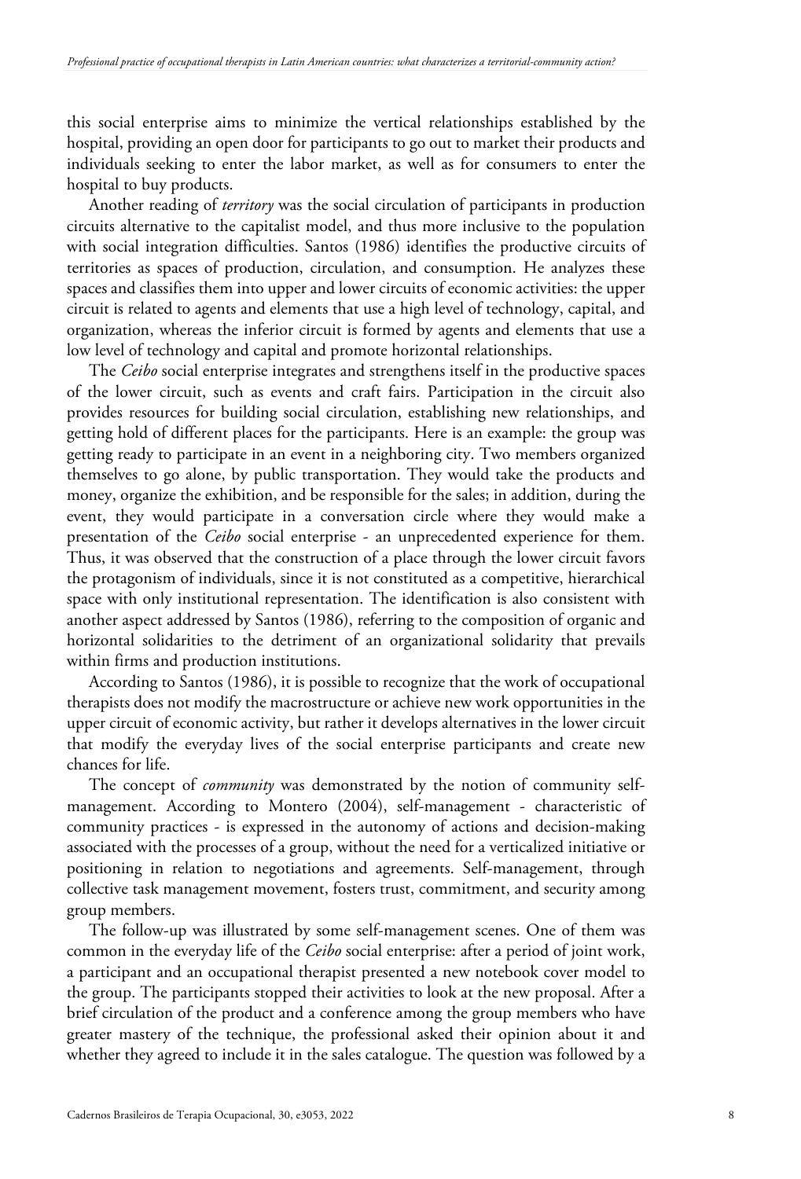this social enterprise aims to minimize the vertical relationships established by the hospital, providing an open door for participants to go out to market their products and individuals seeking to enter the labor market, as well as for consumers to enter the hospital to buy products.

Another reading of *territory* was the social circulation of participants in production circuits alternative to the capitalist model, and thus more inclusive to the population with social integration difficulties. Santos (1986) identifies the productive circuits of territories as spaces of production, circulation, and consumption. He analyzes these spaces and classifies them into upper and lower circuits of economic activities: the upper circuit is related to agents and elements that use a high level of technology, capital, and organization, whereas the inferior circuit is formed by agents and elements that use a low level of technology and capital and promote horizontal relationships.

The *Ceibo* social enterprise integrates and strengthens itself in the productive spaces of the lower circuit, such as events and craft fairs. Participation in the circuit also provides resources for building social circulation, establishing new relationships, and getting hold of different places for the participants. Here is an example: the group was getting ready to participate in an event in a neighboring city. Two members organized themselves to go alone, by public transportation. They would take the products and money, organize the exhibition, and be responsible for the sales; in addition, during the event, they would participate in a conversation circle where they would make a presentation of the *Ceibo* social enterprise - an unprecedented experience for them. Thus, it was observed that the construction of a place through the lower circuit favors the protagonism of individuals, since it is not constituted as a competitive, hierarchical space with only institutional representation. The identification is also consistent with another aspect addressed by Santos (1986), referring to the composition of organic and horizontal solidarities to the detriment of an organizational solidarity that prevails within firms and production institutions.

According to Santos (1986), it is possible to recognize that the work of occupational therapists does not modify the macrostructure or achieve new work opportunities in the upper circuit of economic activity, but rather it develops alternatives in the lower circuit that modify the everyday lives of the social enterprise participants and create new chances for life.

The concept of *community* was demonstrated by the notion of community self-management. According to Montero (2004), self-management - characteristic of community practices - is expressed in the autonomy of actions and decision-making associated with the processes of a group, without the need for a verticalized initiative or positioning in relation to negotiations and agreements. Self-management, through collective task management movement, fosters trust, commitment, and security among group members.

The follow-up was illustrated by some self-management scenes. One of them was common in the everyday life of the *Ceibo* social enterprise: after a period of joint work, a participant and an occupational therapist presented a new notebook cover model to the group. The participants stopped their activities to look at the new proposal. After a brief circulation of the product and a conference among the group members who have greater mastery of the technique, the professional asked their opinion about it and whether they agreed to include it in the sales catalogue. The question was followed by a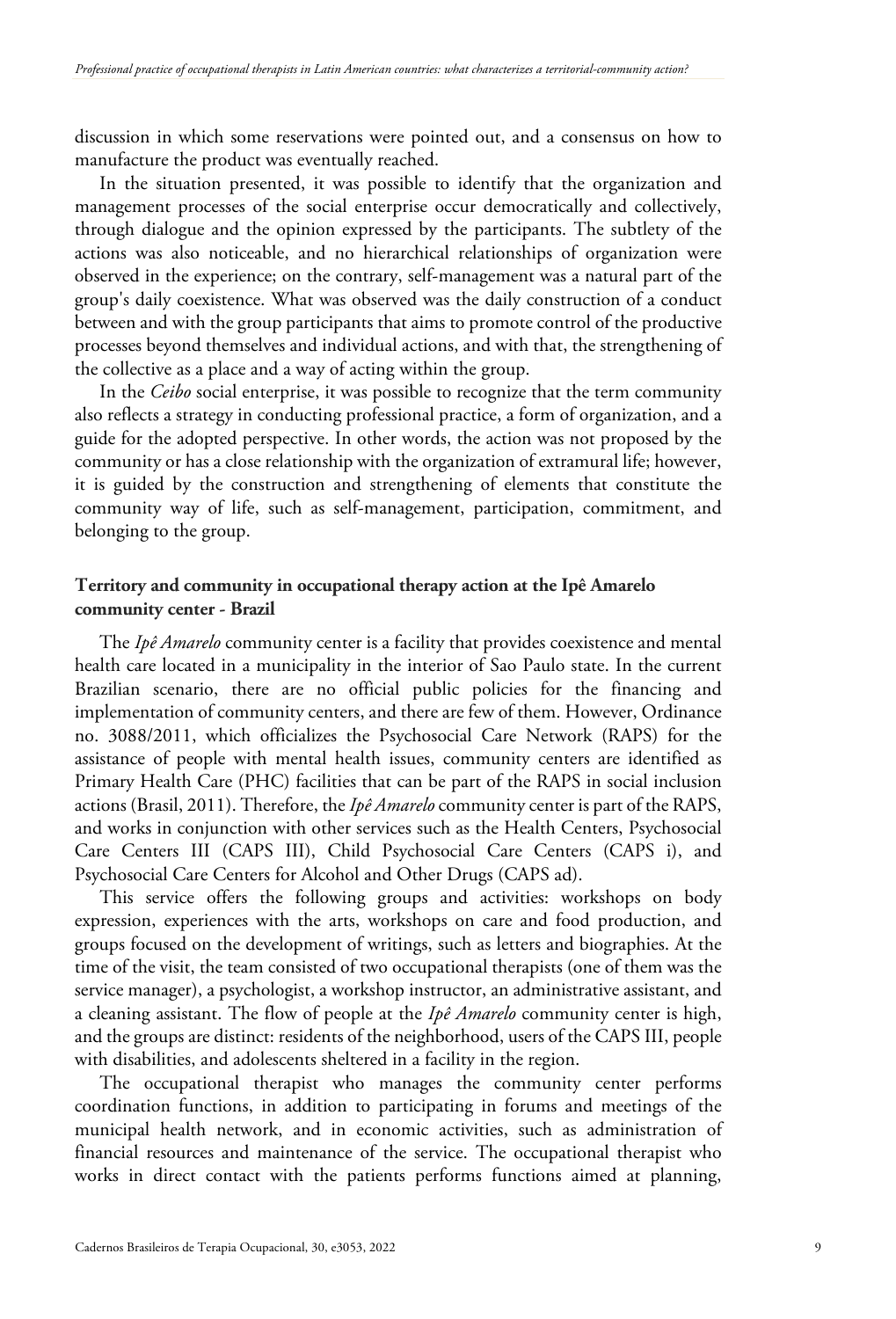discussion in which some reservations were pointed out, and a consensus on how to manufacture the product was eventually reached.

In the situation presented, it was possible to identify that the organization and management processes of the social enterprise occur democratically and collectively, through dialogue and the opinion expressed by the participants. The subtlety of the actions was also noticeable, and no hierarchical relationships of organization were observed in the experience; on the contrary, self-management was a natural part of the group's daily coexistence. What was observed was the daily construction of a conduct between and with the group participants that aims to promote control of the productive processes beyond themselves and individual actions, and with that, the strengthening of the collective as a place and a way of acting within the group.

In the *Ceibo* social enterprise, it was possible to recognize that the term community also reflects a strategy in conducting professional practice, a form of organization, and a guide for the adopted perspective. In other words, the action was not proposed by the community or has a close relationship with the organization of extramural life; however, it is guided by the construction and strengthening of elements that constitute the community way of life, such as self-management, participation, commitment, and belonging to the group.

### Territory and community in occupational therapy action at the Ipê Amarelo community center - Brazil

The *Ipê Amarelo* community center is a facility that provides coexistence and mental health care located in a municipality in the interior of Sao Paulo state. In the current Brazilian scenario, there are no official public policies for the financing and implementation of community centers, and there are few of them. However, Ordinance no. 3088/2011, which officializes the Psychosocial Care Network (RAPS) for the assistance of people with mental health issues, community centers are identified as Primary Health Care (PHC) facilities that can be part of the RAPS in social inclusion actions (Brasil, 2011). Therefore, the *Ipê Amarelo* community center is part of the RAPS, and works in conjunction with other services such as the Health Centers, Psychosocial Care Centers III (CAPS III), Child Psychosocial Care Centers (CAPS i), and Psychosocial Care Centers for Alcohol and Other Drugs (CAPS ad).

This service offers the following groups and activities: workshops on body expression, experiences with the arts, workshops on care and food production, and groups focused on the development of writings, such as letters and biographies. At the time of the visit, the team consisted of two occupational therapists (one of them was the service manager), a psychologist, a workshop instructor, an administrative assistant, and a cleaning assistant. The flow of people at the *Ipê Amarelo* community center is high, and the groups are distinct: residents of the neighborhood, users of the CAPS III, people with disabilities, and adolescents sheltered in a facility in the region.

The occupational therapist who manages the community center performs coordination functions, in addition to participating in forums and meetings of the municipal health network, and in economic activities, such as administration of financial resources and maintenance of the service. The occupational therapist who works in direct contact with the patients performs functions aimed at planning,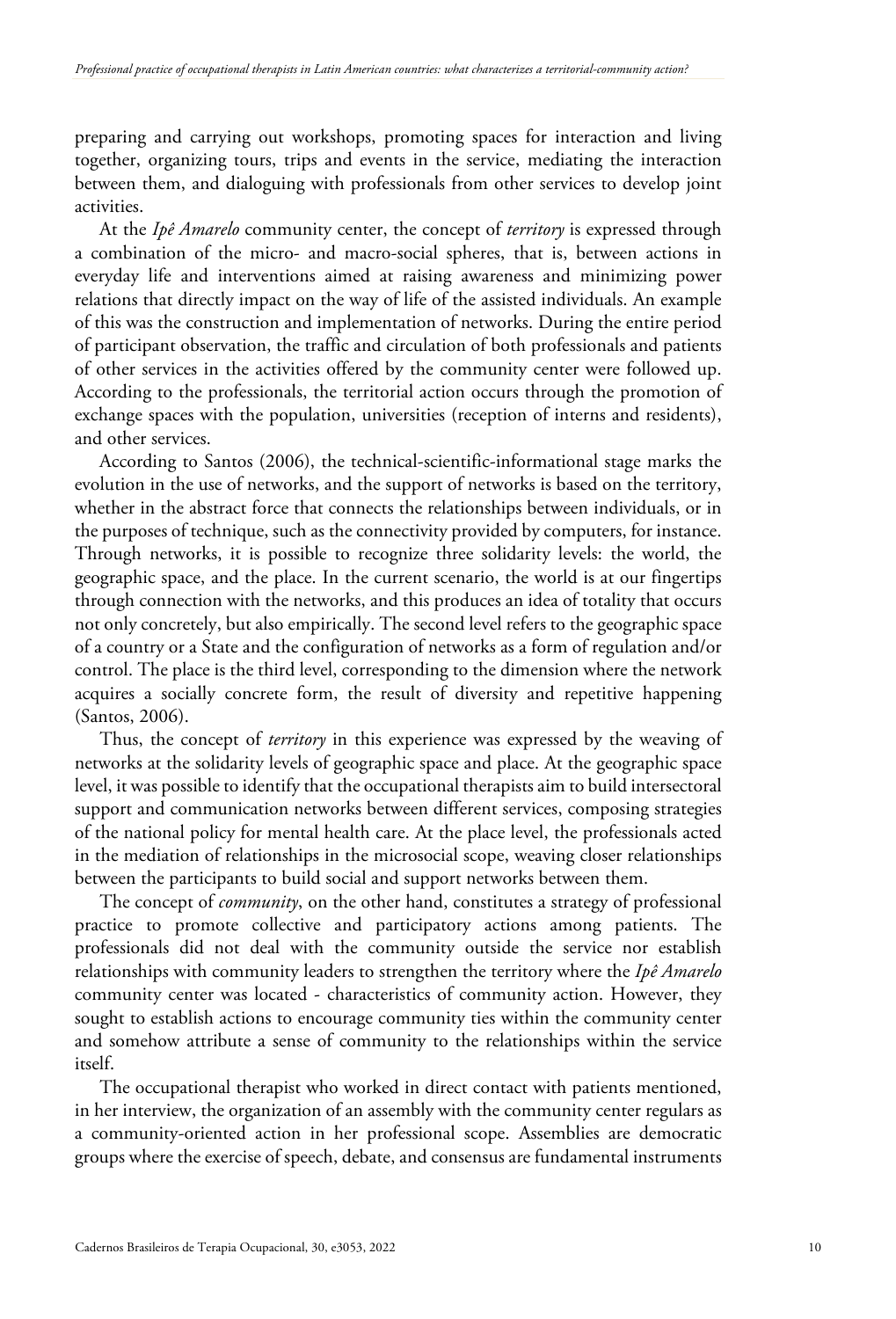preparing and carrying out workshops, promoting spaces for interaction and living together, organizing tours, trips and events in the service, mediating the interaction between them, and dialoguing with professionals from other services to develop joint activities.

At the *Ipê Amarelo* community center, the concept of *territory* is expressed through a combination of the micro- and macro-social spheres, that is, between actions in everyday life and interventions aimed at raising awareness and minimizing power relations that directly impact on the way of life of the assisted individuals. An example of this was the construction and implementation of networks. During the entire period of participant observation, the traffic and circulation of both professionals and patients of other services in the activities offered by the community center were followed up. According to the professionals, the territorial action occurs through the promotion of exchange spaces with the population, universities (reception of interns and residents), and other services.

According to Santos (2006), the technical-scientific-informational stage marks the evolution in the use of networks, and the support of networks is based on the territory, whether in the abstract force that connects the relationships between individuals, or in the purposes of technique, such as the connectivity provided by computers, for instance. Through networks, it is possible to recognize three solidarity levels: the world, the geographic space, and the place. In the current scenario, the world is at our fingertips through connection with the networks, and this produces an idea of totality that occurs not only concretely, but also empirically. The second level refers to the geographic space of a country or a State and the configuration of networks as a form of regulation and/or control. The place is the third level, corresponding to the dimension where the network acquires a socially concrete form, the result of diversity and repetitive happening (Santos, 2006).

Thus, the concept of *territory* in this experience was expressed by the weaving of networks at the solidarity levels of geographic space and place. At the geographic space level, it was possible to identify that the occupational therapists aim to build intersectoral support and communication networks between different services, composing strategies of the national policy for mental health care. At the place level, the professionals acted in the mediation of relationships in the microsocial scope, weaving closer relationships between the participants to build social and support networks between them.

The concept of *community*, on the other hand, constitutes a strategy of professional practice to promote collective and participatory actions among patients. The professionals did not deal with the community outside the service nor establish relationships with community leaders to strengthen the territory where the *Ipê Amarelo* community center was located - characteristics of community action. However, they sought to establish actions to encourage community ties within the community center and somehow attribute a sense of community to the relationships within the service itself.

The occupational therapist who worked in direct contact with patients mentioned, in her interview, the organization of an assembly with the community center regulars as a community-oriented action in her professional scope. Assemblies are democratic groups where the exercise of speech, debate, and consensus are fundamental instruments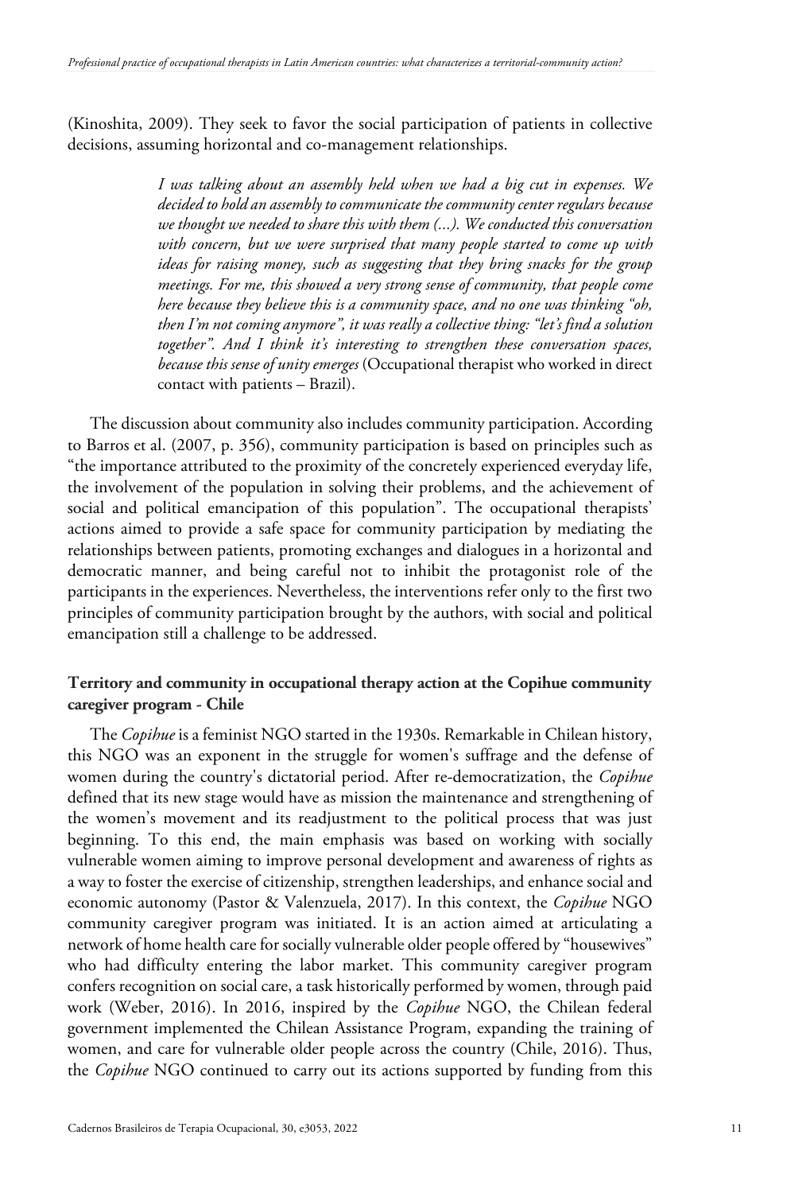(Kinoshita, 2009). They seek to favor the social participation of patients in collective decisions, assuming horizontal and co-management relationships.

> *I was talking about an assembly held when we had a big cut in expenses. We decided to hold an assembly to communicate the community center regulars because we thought we needed to share this with them (...). We conducted this conversation with concern, but we were surprised that many people started to come up with ideas for raising money, such as suggesting that they bring snacks for the group meetings. For me, this showed a very strong sense of community, that people come here because they believe this is a community space, and no one was thinking "oh, then I'm not coming anymore", it was really a collective thing: "let's find a solution together". And I think it's interesting to strengthen these conversation spaces, because this sense of unity emerges* (Occupational therapist who worked in direct contact with patients – Brazil).

The discussion about community also includes community participation. According to Barros et al. (2007, p. 356), community participation is based on principles such as "the importance attributed to the proximity of the concretely experienced everyday life, the involvement of the population in solving their problems, and the achievement of social and political emancipation of this population". The occupational therapists' actions aimed to provide a safe space for community participation by mediating the relationships between patients, promoting exchanges and dialogues in a horizontal and democratic manner, and being careful not to inhibit the protagonist role of the participants in the experiences. Nevertheless, the interventions refer only to the first two principles of community participation brought by the authors, with social and political emancipation still a challenge to be addressed.

### Territory and community in occupational therapy action at the Copihue community caregiver program - Chile

The *Copihue* is a feminist NGO started in the 1930s. Remarkable in Chilean history, this NGO was an exponent in the struggle for women's suffrage and the defense of women during the country's dictatorial period. After re-democratization, the *Copihue* defined that its new stage would have as mission the maintenance and strengthening of the women's movement and its readjustment to the political process that was just beginning. To this end, the main emphasis was based on working with socially vulnerable women aiming to improve personal development and awareness of rights as a way to foster the exercise of citizenship, strengthen leaderships, and enhance social and economic autonomy (Pastor & Valenzuela, 2017). In this context, the *Copihue* NGO community caregiver program was initiated. It is an action aimed at articulating a network of home health care for socially vulnerable older people offered by "housewives" who had difficulty entering the labor market. This community caregiver program confers recognition on social care, a task historically performed by women, through paid work (Weber, 2016). In 2016, inspired by the *Copihue* NGO, the Chilean federal government implemented the Chilean Assistance Program, expanding the training of women, and care for vulnerable older people across the country (Chile, 2016). Thus, the *Copihue* NGO continued to carry out its actions supported by funding from this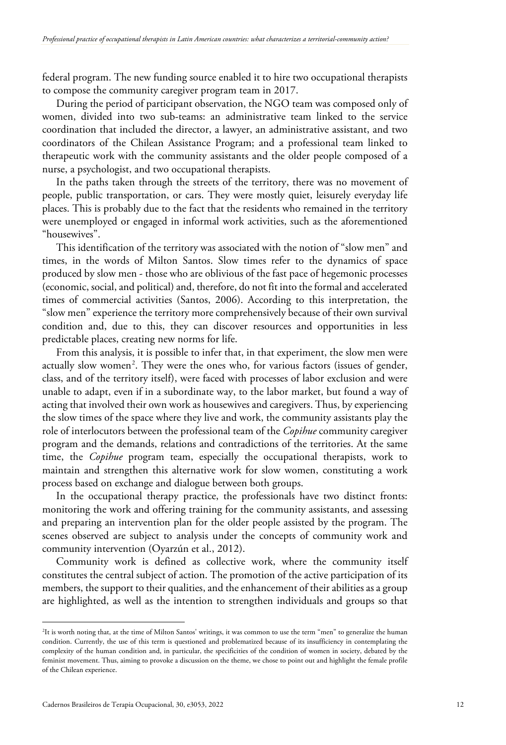federal program. The new funding source enabled it to hire two occupational therapists to compose the community caregiver program team in 2017.

During the period of participant observation, the NGO team was composed only of women, divided into two sub-teams: an administrative team linked to the service coordination that included the director, a lawyer, an administrative assistant, and two coordinators of the Chilean Assistance Program; and a professional team linked to therapeutic work with the community assistants and the older people composed of a nurse, a psychologist, and two occupational therapists.

In the paths taken through the streets of the territory, there was no movement of people, public transportation, or cars. They were mostly quiet, leisurely everyday life places. This is probably due to the fact that the residents who remained in the territory were unemployed or engaged in informal work activities, such as the aforementioned "housewives".

This identification of the territory was associated with the notion of "slow men" and times, in the words of Milton Santos. Slow times refer to the dynamics of space produced by slow men - those who are oblivious of the fast pace of hegemonic processes (economic, social, and political) and, therefore, do not fit into the formal and accelerated times of commercial activities (Santos, 2006). According to this interpretation, the "slow men" experience the territory more comprehensively because of their own survival condition and, due to this, they can discover resources and opportunities in less predictable places, creating new norms for life.

From this analysis, it is possible to infer that, in that experiment, the slow men were actually slow women[2]. They were the ones who, for various factors (issues of gender, class, and of the territory itself), were faced with processes of labor exclusion and were unable to adapt, even if in a subordinate way, to the labor market, but found a way of acting that involved their own work as housewives and caregivers. Thus, by experiencing the slow times of the space where they live and work, the community assistants play the role of interlocutors between the professional team of the *Copihue* community caregiver program and the demands, relations and contradictions of the territories. At the same time, the *Copihue* program team, especially the occupational therapists, work to maintain and strengthen this alternative work for slow women, constituting a work process based on exchange and dialogue between both groups.

In the occupational therapy practice, the professionals have two distinct fronts: monitoring the work and offering training for the community assistants, and assessing and preparing an intervention plan for the older people assisted by the program. The scenes observed are subject to analysis under the concepts of community work and community intervention (Oyarzún et al., 2012).

Community work is defined as collective work, where the community itself constitutes the central subject of action. The promotion of the active participation of its members, the support to their qualities, and the enhancement of their abilities as a group are highlighted, as well as the intention to strengthen individuals and groups so that

---

[2]It is worth noting that, at the time of Milton Santos' writings, it was common to use the term "men" to generalize the human condition. Currently, the use of this term is questioned and problematized because of its insufficiency in contemplating the complexity of the human condition and, in particular, the specificities of the condition of women in society, debated by the feminist movement. Thus, aiming to provoke a discussion on the theme, we chose to point out and highlight the female profile of the Chilean experience.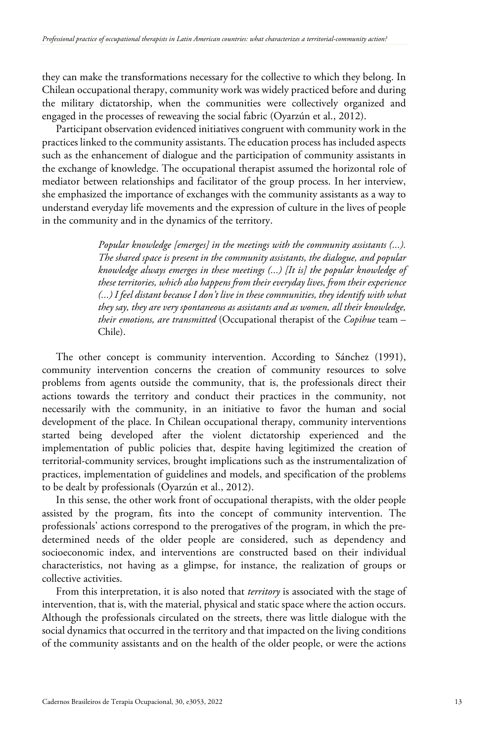they can make the transformations necessary for the collective to which they belong. In Chilean occupational therapy, community work was widely practiced before and during the military dictatorship, when the communities were collectively organized and engaged in the processes of reweaving the social fabric (Oyarzún et al., 2012).

Participant observation evidenced initiatives congruent with community work in the practices linked to the community assistants. The education process has included aspects such as the enhancement of dialogue and the participation of community assistants in the exchange of knowledge. The occupational therapist assumed the horizontal role of mediator between relationships and facilitator of the group process. In her interview, she emphasized the importance of exchanges with the community assistants as a way to understand everyday life movements and the expression of culture in the lives of people in the community and in the dynamics of the territory.

> *Popular knowledge [emerges] in the meetings with the community assistants (...). The shared space is present in the community assistants, the dialogue, and popular knowledge always emerges in these meetings (...) [It is] the popular knowledge of these territories, which also happens from their everyday lives, from their experience (...) I feel distant because I don't live in these communities, they identify with what they say, they are very spontaneous as assistants and as women, all their knowledge, their emotions, are transmitted* (Occupational therapist of the *Copihue* team – Chile).

The other concept is community intervention. According to Sánchez (1991), community intervention concerns the creation of community resources to solve problems from agents outside the community, that is, the professionals direct their actions towards the territory and conduct their practices in the community, not necessarily with the community, in an initiative to favor the human and social development of the place. In Chilean occupational therapy, community interventions started being developed after the violent dictatorship experienced and the implementation of public policies that, despite having legitimized the creation of territorial-community services, brought implications such as the instrumentalization of practices, implementation of guidelines and models, and specification of the problems to be dealt by professionals (Oyarzún et al., 2012).

In this sense, the other work front of occupational therapists, with the older people assisted by the program, fits into the concept of community intervention. The professionals' actions correspond to the prerogatives of the program, in which the pre-determined needs of the older people are considered, such as dependency and socioeconomic index, and interventions are constructed based on their individual characteristics, not having as a glimpse, for instance, the realization of groups or collective activities.

From this interpretation, it is also noted that *territory* is associated with the stage of intervention, that is, with the material, physical and static space where the action occurs. Although the professionals circulated on the streets, there was little dialogue with the social dynamics that occurred in the territory and that impacted on the living conditions of the community assistants and on the health of the older people, or were the actions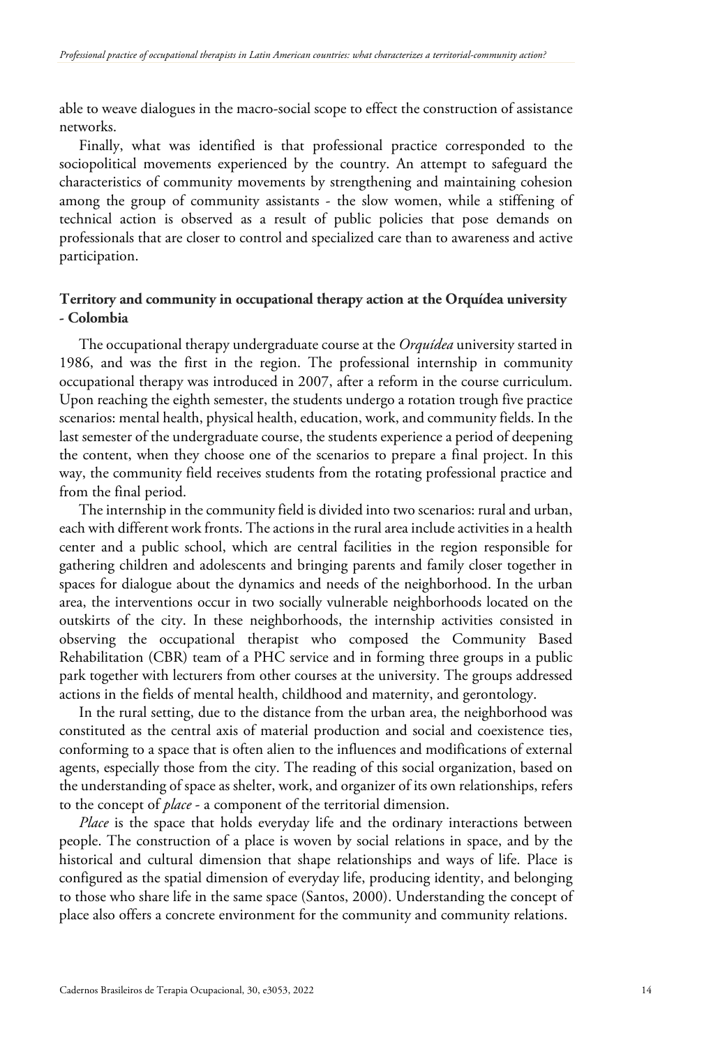able to weave dialogues in the macro-social scope to effect the construction of assistance networks.

Finally, what was identified is that professional practice corresponded to the sociopolitical movements experienced by the country. An attempt to safeguard the characteristics of community movements by strengthening and maintaining cohesion among the group of community assistants - the slow women, while a stiffening of technical action is observed as a result of public policies that pose demands on professionals that are closer to control and specialized care than to awareness and active participation.

### Territory and community in occupational therapy action at the Orquídea university - Colombia

The occupational therapy undergraduate course at the *Orquídea* university started in 1986, and was the first in the region. The professional internship in community occupational therapy was introduced in 2007, after a reform in the course curriculum. Upon reaching the eighth semester, the students undergo a rotation trough five practice scenarios: mental health, physical health, education, work, and community fields. In the last semester of the undergraduate course, the students experience a period of deepening the content, when they choose one of the scenarios to prepare a final project. In this way, the community field receives students from the rotating professional practice and from the final period.

The internship in the community field is divided into two scenarios: rural and urban, each with different work fronts. The actions in the rural area include activities in a health center and a public school, which are central facilities in the region responsible for gathering children and adolescents and bringing parents and family closer together in spaces for dialogue about the dynamics and needs of the neighborhood. In the urban area, the interventions occur in two socially vulnerable neighborhoods located on the outskirts of the city. In these neighborhoods, the internship activities consisted in observing the occupational therapist who composed the Community Based Rehabilitation (CBR) team of a PHC service and in forming three groups in a public park together with lecturers from other courses at the university. The groups addressed actions in the fields of mental health, childhood and maternity, and gerontology.

In the rural setting, due to the distance from the urban area, the neighborhood was constituted as the central axis of material production and social and coexistence ties, conforming to a space that is often alien to the influences and modifications of external agents, especially those from the city. The reading of this social organization, based on the understanding of space as shelter, work, and organizer of its own relationships, refers to the concept of *place* - a component of the territorial dimension.

*Place* is the space that holds everyday life and the ordinary interactions between people. The construction of a place is woven by social relations in space, and by the historical and cultural dimension that shape relationships and ways of life. Place is configured as the spatial dimension of everyday life, producing identity, and belonging to those who share life in the same space (Santos, 2000). Understanding the concept of place also offers a concrete environment for the community and community relations.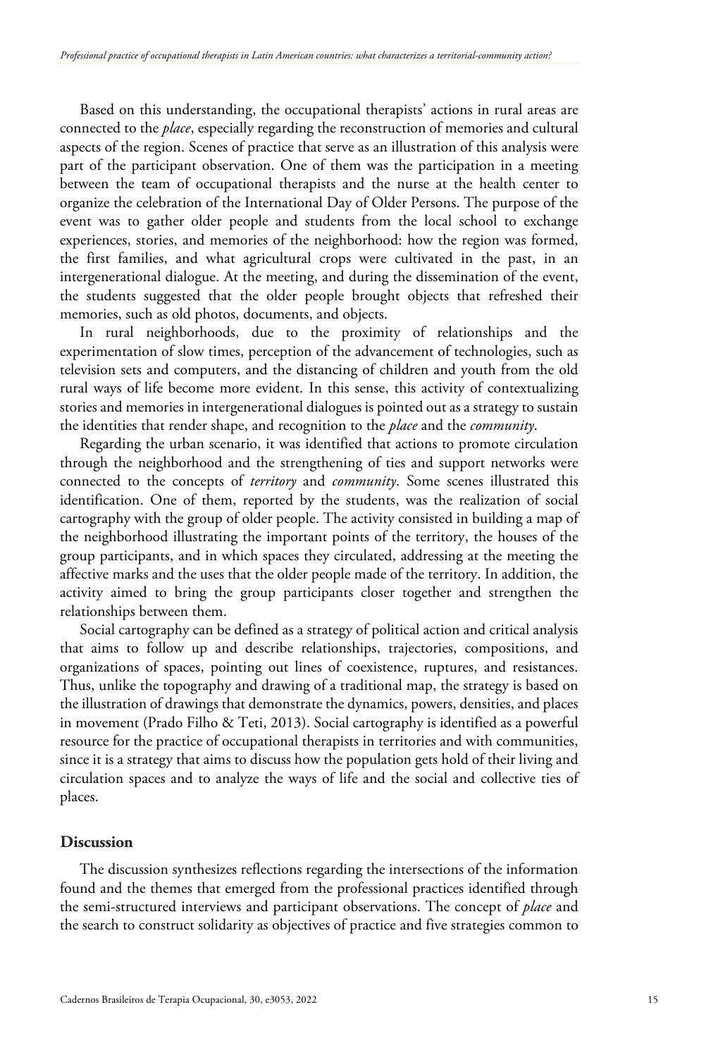Based on this understanding, the occupational therapists' actions in rural areas are connected to the *place*, especially regarding the reconstruction of memories and cultural aspects of the region. Scenes of practice that serve as an illustration of this analysis were part of the participant observation. One of them was the participation in a meeting between the team of occupational therapists and the nurse at the health center to organize the celebration of the International Day of Older Persons. The purpose of the event was to gather older people and students from the local school to exchange experiences, stories, and memories of the neighborhood: how the region was formed, the first families, and what agricultural crops were cultivated in the past, in an intergenerational dialogue. At the meeting, and during the dissemination of the event, the students suggested that the older people brought objects that refreshed their memories, such as old photos, documents, and objects.

In rural neighborhoods, due to the proximity of relationships and the experimentation of slow times, perception of the advancement of technologies, such as television sets and computers, and the distancing of children and youth from the old rural ways of life become more evident. In this sense, this activity of contextualizing stories and memories in intergenerational dialogues is pointed out as a strategy to sustain the identities that render shape, and recognition to the *place* and the *community*.

Regarding the urban scenario, it was identified that actions to promote circulation through the neighborhood and the strengthening of ties and support networks were connected to the concepts of *territory* and *community*. Some scenes illustrated this identification. One of them, reported by the students, was the realization of social cartography with the group of older people. The activity consisted in building a map of the neighborhood illustrating the important points of the territory, the houses of the group participants, and in which spaces they circulated, addressing at the meeting the affective marks and the uses that the older people made of the territory. In addition, the activity aimed to bring the group participants closer together and strengthen the relationships between them.

Social cartography can be defined as a strategy of political action and critical analysis that aims to follow up and describe relationships, trajectories, compositions, and organizations of spaces, pointing out lines of coexistence, ruptures, and resistances. Thus, unlike the topography and drawing of a traditional map, the strategy is based on the illustration of drawings that demonstrate the dynamics, powers, densities, and places in movement (Prado Filho & Teti, 2013). Social cartography is identified as a powerful resource for the practice of occupational therapists in territories and with communities, since it is a strategy that aims to discuss how the population gets hold of their living and circulation spaces and to analyze the ways of life and the social and collective ties of places.

## Discussion

The discussion synthesizes reflections regarding the intersections of the information found and the themes that emerged from the professional practices identified through the semi-structured interviews and participant observations. The concept of *place* and the search to construct solidarity as objectives of practice and five strategies common to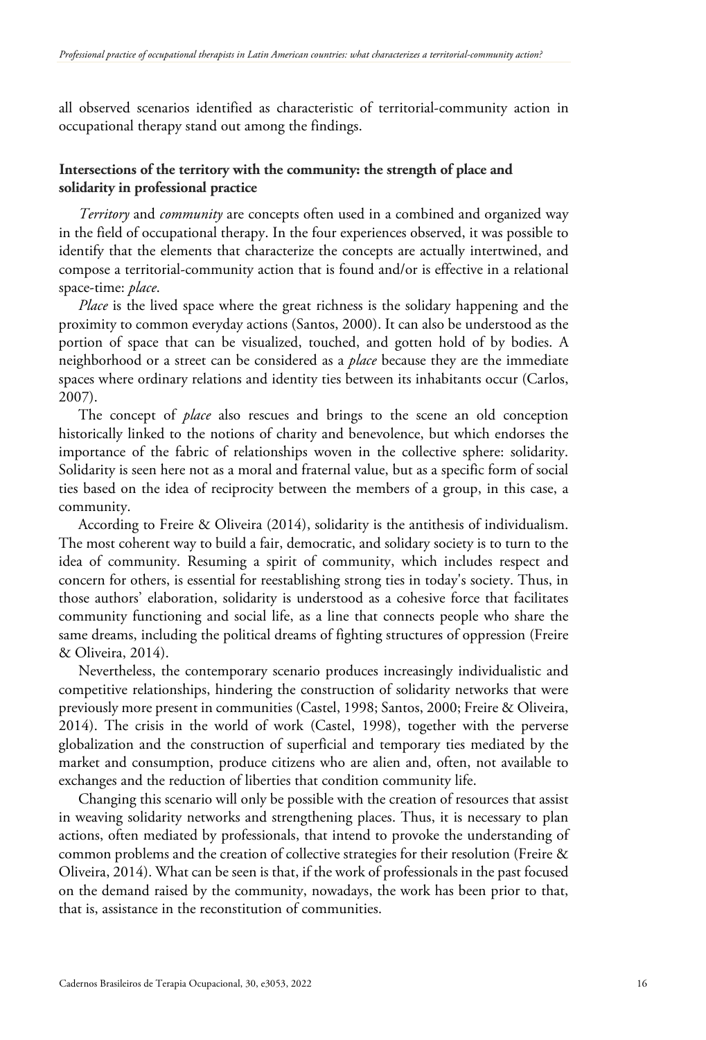all observed scenarios identified as characteristic of territorial-community action in occupational therapy stand out among the findings.

### Intersections of the territory with the community: the strength of place and solidarity in professional practice

*Territory* and *community* are concepts often used in a combined and organized way in the field of occupational therapy. In the four experiences observed, it was possible to identify that the elements that characterize the concepts are actually intertwined, and compose a territorial-community action that is found and/or is effective in a relational space-time: *place*.

*Place* is the lived space where the great richness is the solidary happening and the proximity to common everyday actions (Santos, 2000). It can also be understood as the portion of space that can be visualized, touched, and gotten hold of by bodies. A neighborhood or a street can be considered as a *place* because they are the immediate spaces where ordinary relations and identity ties between its inhabitants occur (Carlos, 2007).

The concept of *place* also rescues and brings to the scene an old conception historically linked to the notions of charity and benevolence, but which endorses the importance of the fabric of relationships woven in the collective sphere: solidarity. Solidarity is seen here not as a moral and fraternal value, but as a specific form of social ties based on the idea of reciprocity between the members of a group, in this case, a community.

According to Freire & Oliveira (2014), solidarity is the antithesis of individualism. The most coherent way to build a fair, democratic, and solidary society is to turn to the idea of community. Resuming a spirit of community, which includes respect and concern for others, is essential for reestablishing strong ties in today's society. Thus, in those authors' elaboration, solidarity is understood as a cohesive force that facilitates community functioning and social life, as a line that connects people who share the same dreams, including the political dreams of fighting structures of oppression (Freire & Oliveira, 2014).

Nevertheless, the contemporary scenario produces increasingly individualistic and competitive relationships, hindering the construction of solidarity networks that were previously more present in communities (Castel, 1998; Santos, 2000; Freire & Oliveira, 2014). The crisis in the world of work (Castel, 1998), together with the perverse globalization and the construction of superficial and temporary ties mediated by the market and consumption, produce citizens who are alien and, often, not available to exchanges and the reduction of liberties that condition community life.

Changing this scenario will only be possible with the creation of resources that assist in weaving solidarity networks and strengthening places. Thus, it is necessary to plan actions, often mediated by professionals, that intend to provoke the understanding of common problems and the creation of collective strategies for their resolution (Freire & Oliveira, 2014). What can be seen is that, if the work of professionals in the past focused on the demand raised by the community, nowadays, the work has been prior to that, that is, assistance in the reconstitution of communities.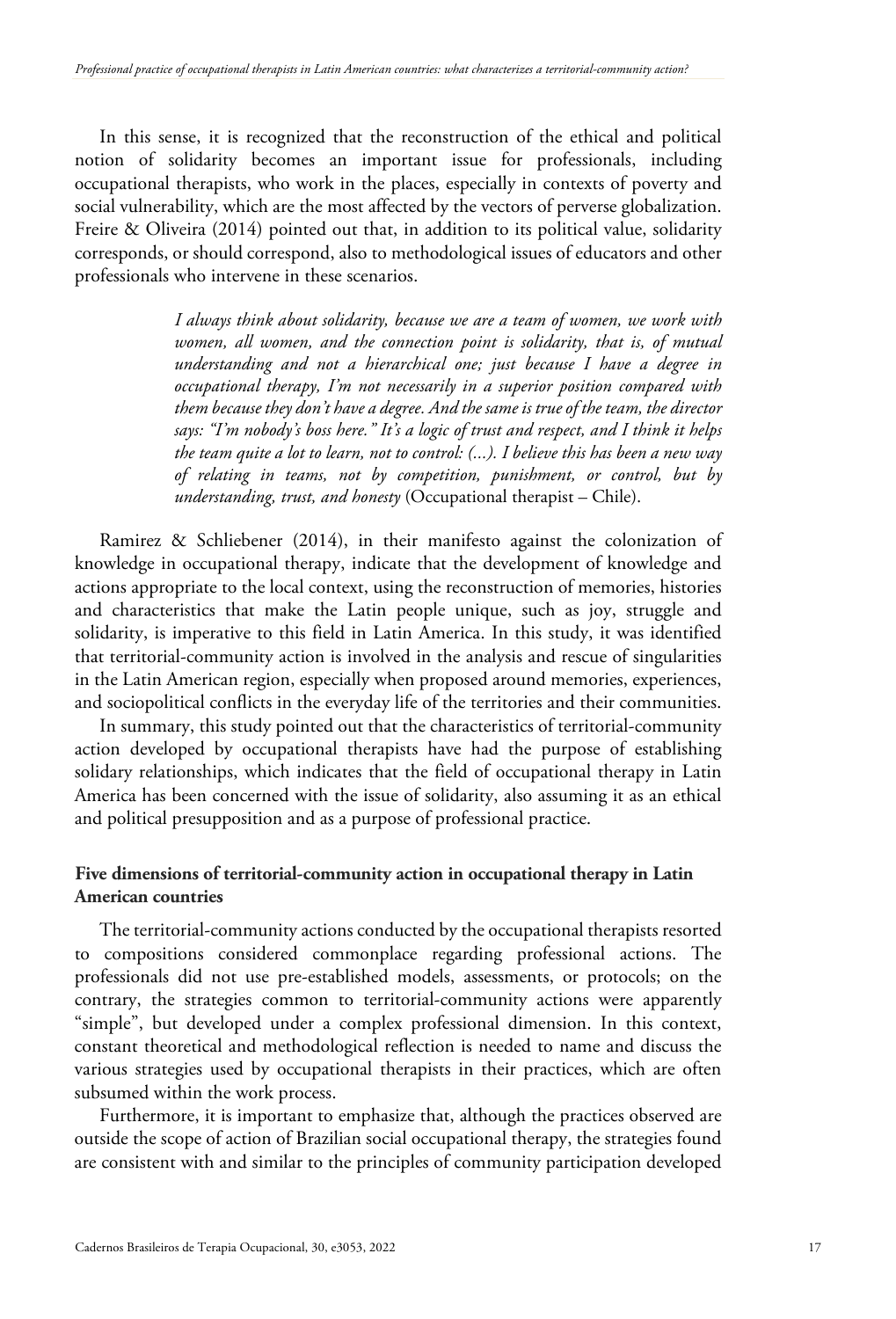In this sense, it is recognized that the reconstruction of the ethical and political notion of solidarity becomes an important issue for professionals, including occupational therapists, who work in the places, especially in contexts of poverty and social vulnerability, which are the most affected by the vectors of perverse globalization. Freire & Oliveira (2014) pointed out that, in addition to its political value, solidarity corresponds, or should correspond, also to methodological issues of educators and other professionals who intervene in these scenarios.

> *I always think about solidarity, because we are a team of women, we work with women, all women, and the connection point is solidarity, that is, of mutual understanding and not a hierarchical one; just because I have a degree in occupational therapy, I'm not necessarily in a superior position compared with them because they don't have a degree. And the same is true of the team, the director says: "I'm nobody's boss here." It's a logic of trust and respect, and I think it helps the team quite a lot to learn, not to control: (...). I believe this has been a new way of relating in teams, not by competition, punishment, or control, but by understanding, trust, and honesty* (Occupational therapist – Chile).

Ramirez & Schliebener (2014), in their manifesto against the colonization of knowledge in occupational therapy, indicate that the development of knowledge and actions appropriate to the local context, using the reconstruction of memories, histories and characteristics that make the Latin people unique, such as joy, struggle and solidarity, is imperative to this field in Latin America. In this study, it was identified that territorial-community action is involved in the analysis and rescue of singularities in the Latin American region, especially when proposed around memories, experiences, and sociopolitical conflicts in the everyday life of the territories and their communities.

In summary, this study pointed out that the characteristics of territorial-community action developed by occupational therapists have had the purpose of establishing solidary relationships, which indicates that the field of occupational therapy in Latin America has been concerned with the issue of solidarity, also assuming it as an ethical and political presupposition and as a purpose of professional practice.

### Five dimensions of territorial-community action in occupational therapy in Latin American countries

The territorial-community actions conducted by the occupational therapists resorted to compositions considered commonplace regarding professional actions. The professionals did not use pre-established models, assessments, or protocols; on the contrary, the strategies common to territorial-community actions were apparently "simple", but developed under a complex professional dimension. In this context, constant theoretical and methodological reflection is needed to name and discuss the various strategies used by occupational therapists in their practices, which are often subsumed within the work process.

Furthermore, it is important to emphasize that, although the practices observed are outside the scope of action of Brazilian social occupational therapy, the strategies found are consistent with and similar to the principles of community participation developed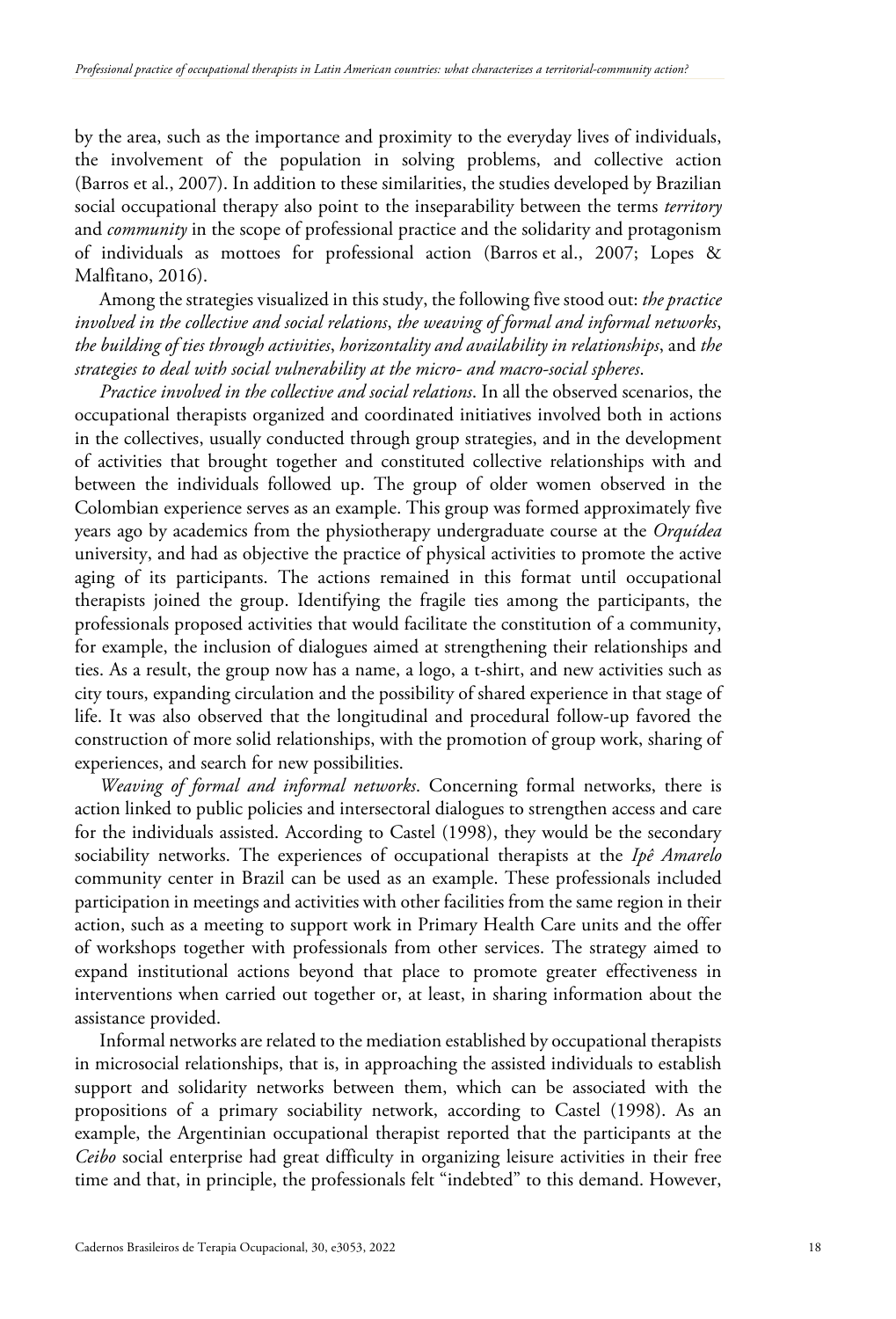by the area, such as the importance and proximity to the everyday lives of individuals, the involvement of the population in solving problems, and collective action (Barros et al., 2007). In addition to these similarities, the studies developed by Brazilian social occupational therapy also point to the inseparability between the terms *territory* and *community* in the scope of professional practice and the solidarity and protagonism of individuals as mottoes for professional action (Barros et al., 2007; Lopes & Malfitano, 2016).

Among the strategies visualized in this study, the following five stood out: *the practice involved in the collective and social relations*, *the weaving of formal and informal networks*, *the building of ties through activities*, *horizontality and availability in relationships*, and *the strategies to deal with social vulnerability at the micro- and macro-social spheres*.

*Practice involved in the collective and social relations*. In all the observed scenarios, the occupational therapists organized and coordinated initiatives involved both in actions in the collectives, usually conducted through group strategies, and in the development of activities that brought together and constituted collective relationships with and between the individuals followed up. The group of older women observed in the Colombian experience serves as an example. This group was formed approximately five years ago by academics from the physiotherapy undergraduate course at the *Orquídea* university, and had as objective the practice of physical activities to promote the active aging of its participants. The actions remained in this format until occupational therapists joined the group. Identifying the fragile ties among the participants, the professionals proposed activities that would facilitate the constitution of a community, for example, the inclusion of dialogues aimed at strengthening their relationships and ties. As a result, the group now has a name, a logo, a t-shirt, and new activities such as city tours, expanding circulation and the possibility of shared experience in that stage of life. It was also observed that the longitudinal and procedural follow-up favored the construction of more solid relationships, with the promotion of group work, sharing of experiences, and search for new possibilities.

*Weaving of formal and informal networks*. Concerning formal networks, there is action linked to public policies and intersectoral dialogues to strengthen access and care for the individuals assisted. According to Castel (1998), they would be the secondary sociability networks. The experiences of occupational therapists at the *Ipê Amarelo* community center in Brazil can be used as an example. These professionals included participation in meetings and activities with other facilities from the same region in their action, such as a meeting to support work in Primary Health Care units and the offer of workshops together with professionals from other services. The strategy aimed to expand institutional actions beyond that place to promote greater effectiveness in interventions when carried out together or, at least, in sharing information about the assistance provided.

Informal networks are related to the mediation established by occupational therapists in microsocial relationships, that is, in approaching the assisted individuals to establish support and solidarity networks between them, which can be associated with the propositions of a primary sociability network, according to Castel (1998). As an example, the Argentinian occupational therapist reported that the participants at the *Ceibo* social enterprise had great difficulty in organizing leisure activities in their free time and that, in principle, the professionals felt "indebted" to this demand. However,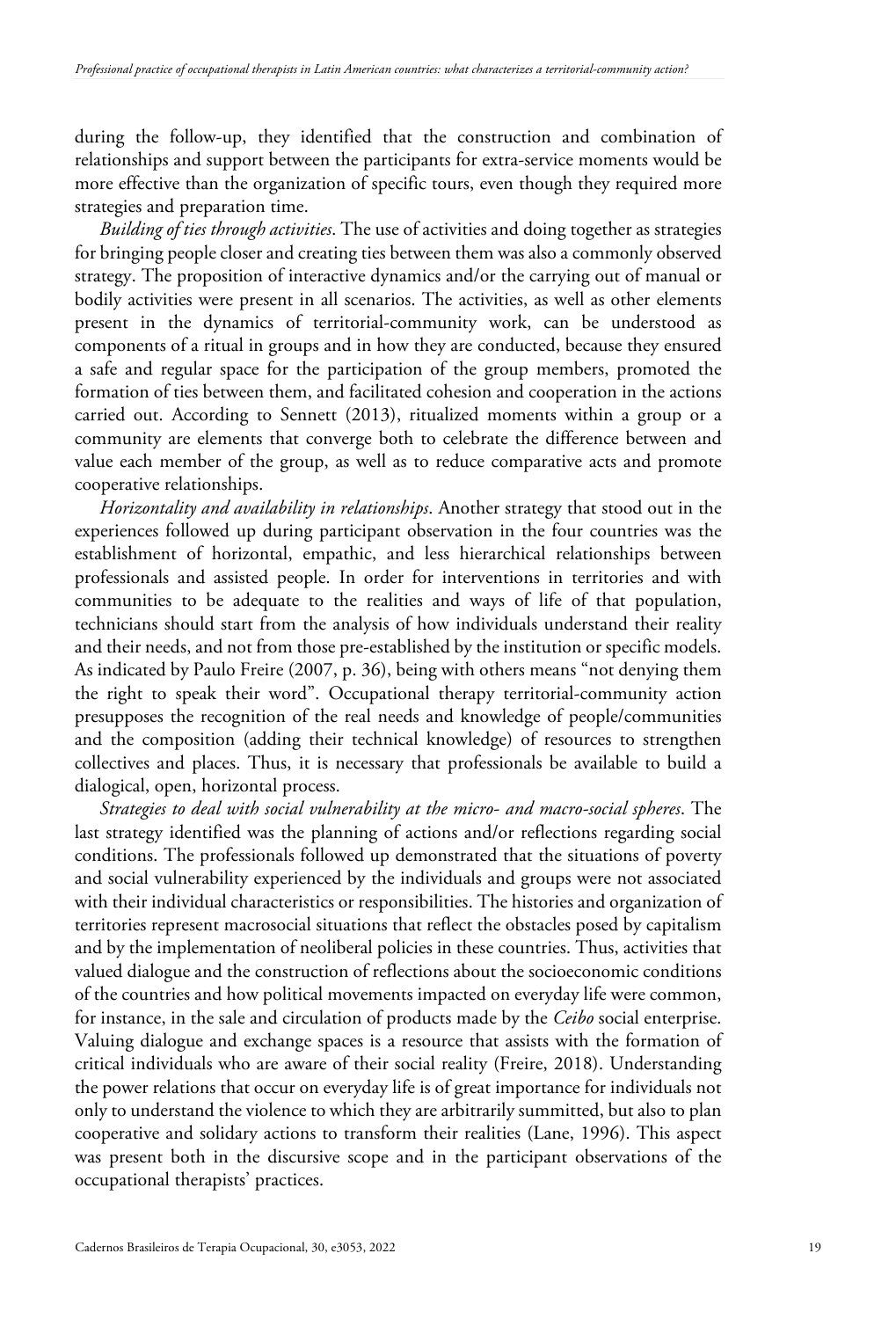during the follow-up, they identified that the construction and combination of relationships and support between the participants for extra-service moments would be more effective than the organization of specific tours, even though they required more strategies and preparation time.

*Building of ties through activities*. The use of activities and doing together as strategies for bringing people closer and creating ties between them was also a commonly observed strategy. The proposition of interactive dynamics and/or the carrying out of manual or bodily activities were present in all scenarios. The activities, as well as other elements present in the dynamics of territorial-community work, can be understood as components of a ritual in groups and in how they are conducted, because they ensured a safe and regular space for the participation of the group members, promoted the formation of ties between them, and facilitated cohesion and cooperation in the actions carried out. According to Sennett (2013), ritualized moments within a group or a community are elements that converge both to celebrate the difference between and value each member of the group, as well as to reduce comparative acts and promote cooperative relationships.

*Horizontality and availability in relationships*. Another strategy that stood out in the experiences followed up during participant observation in the four countries was the establishment of horizontal, empathic, and less hierarchical relationships between professionals and assisted people. In order for interventions in territories and with communities to be adequate to the realities and ways of life of that population, technicians should start from the analysis of how individuals understand their reality and their needs, and not from those pre-established by the institution or specific models. As indicated by Paulo Freire (2007, p. 36), being with others means "not denying them the right to speak their word". Occupational therapy territorial-community action presupposes the recognition of the real needs and knowledge of people/communities and the composition (adding their technical knowledge) of resources to strengthen collectives and places. Thus, it is necessary that professionals be available to build a dialogical, open, horizontal process.

*Strategies to deal with social vulnerability at the micro- and macro-social spheres*. The last strategy identified was the planning of actions and/or reflections regarding social conditions. The professionals followed up demonstrated that the situations of poverty and social vulnerability experienced by the individuals and groups were not associated with their individual characteristics or responsibilities. The histories and organization of territories represent macrosocial situations that reflect the obstacles posed by capitalism and by the implementation of neoliberal policies in these countries. Thus, activities that valued dialogue and the construction of reflections about the socioeconomic conditions of the countries and how political movements impacted on everyday life were common, for instance, in the sale and circulation of products made by the *Ceibo* social enterprise. Valuing dialogue and exchange spaces is a resource that assists with the formation of critical individuals who are aware of their social reality (Freire, 2018). Understanding the power relations that occur on everyday life is of great importance for individuals not only to understand the violence to which they are arbitrarily summitted, but also to plan cooperative and solidary actions to transform their realities (Lane, 1996). This aspect was present both in the discursive scope and in the participant observations of the occupational therapists' practices.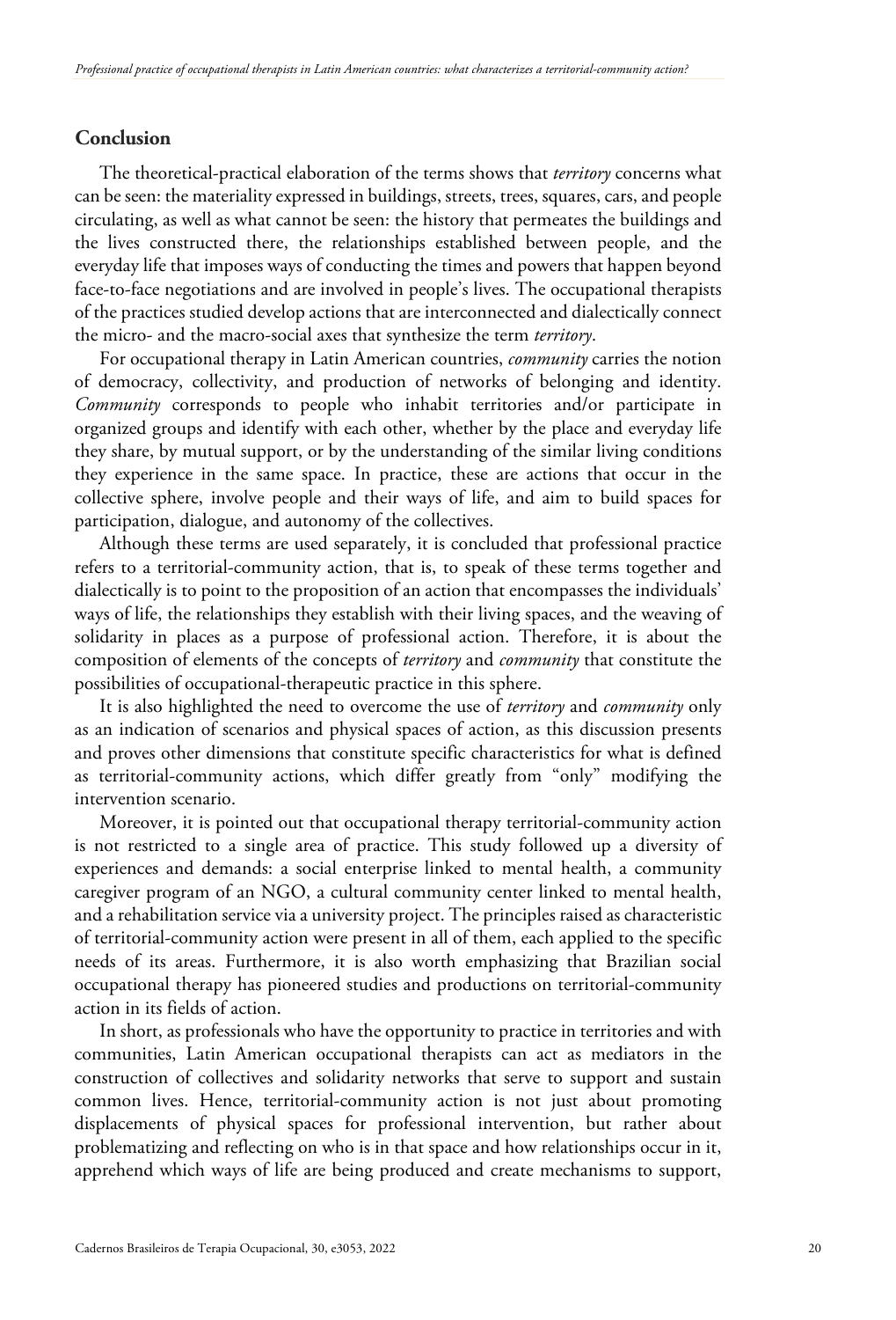## Conclusion

The theoretical-practical elaboration of the terms shows that *territory* concerns what can be seen: the materiality expressed in buildings, streets, trees, squares, cars, and people circulating, as well as what cannot be seen: the history that permeates the buildings and the lives constructed there, the relationships established between people, and the everyday life that imposes ways of conducting the times and powers that happen beyond face-to-face negotiations and are involved in people's lives. The occupational therapists of the practices studied develop actions that are interconnected and dialectically connect the micro- and the macro-social axes that synthesize the term *territory*.

For occupational therapy in Latin American countries, *community* carries the notion of democracy, collectivity, and production of networks of belonging and identity. *Community* corresponds to people who inhabit territories and/or participate in organized groups and identify with each other, whether by the place and everyday life they share, by mutual support, or by the understanding of the similar living conditions they experience in the same space. In practice, these are actions that occur in the collective sphere, involve people and their ways of life, and aim to build spaces for participation, dialogue, and autonomy of the collectives.

Although these terms are used separately, it is concluded that professional practice refers to a territorial-community action, that is, to speak of these terms together and dialectically is to point to the proposition of an action that encompasses the individuals' ways of life, the relationships they establish with their living spaces, and the weaving of solidarity in places as a purpose of professional action. Therefore, it is about the composition of elements of the concepts of *territory* and *community* that constitute the possibilities of occupational-therapeutic practice in this sphere.

It is also highlighted the need to overcome the use of *territory* and *community* only as an indication of scenarios and physical spaces of action, as this discussion presents and proves other dimensions that constitute specific characteristics for what is defined as territorial-community actions, which differ greatly from "only" modifying the intervention scenario.

Moreover, it is pointed out that occupational therapy territorial-community action is not restricted to a single area of practice. This study followed up a diversity of experiences and demands: a social enterprise linked to mental health, a community caregiver program of an NGO, a cultural community center linked to mental health, and a rehabilitation service via a university project. The principles raised as characteristic of territorial-community action were present in all of them, each applied to the specific needs of its areas. Furthermore, it is also worth emphasizing that Brazilian social occupational therapy has pioneered studies and productions on territorial-community action in its fields of action.

In short, as professionals who have the opportunity to practice in territories and with communities, Latin American occupational therapists can act as mediators in the construction of collectives and solidarity networks that serve to support and sustain common lives. Hence, territorial-community action is not just about promoting displacements of physical spaces for professional intervention, but rather about problematizing and reflecting on who is in that space and how relationships occur in it, apprehend which ways of life are being produced and create mechanisms to support,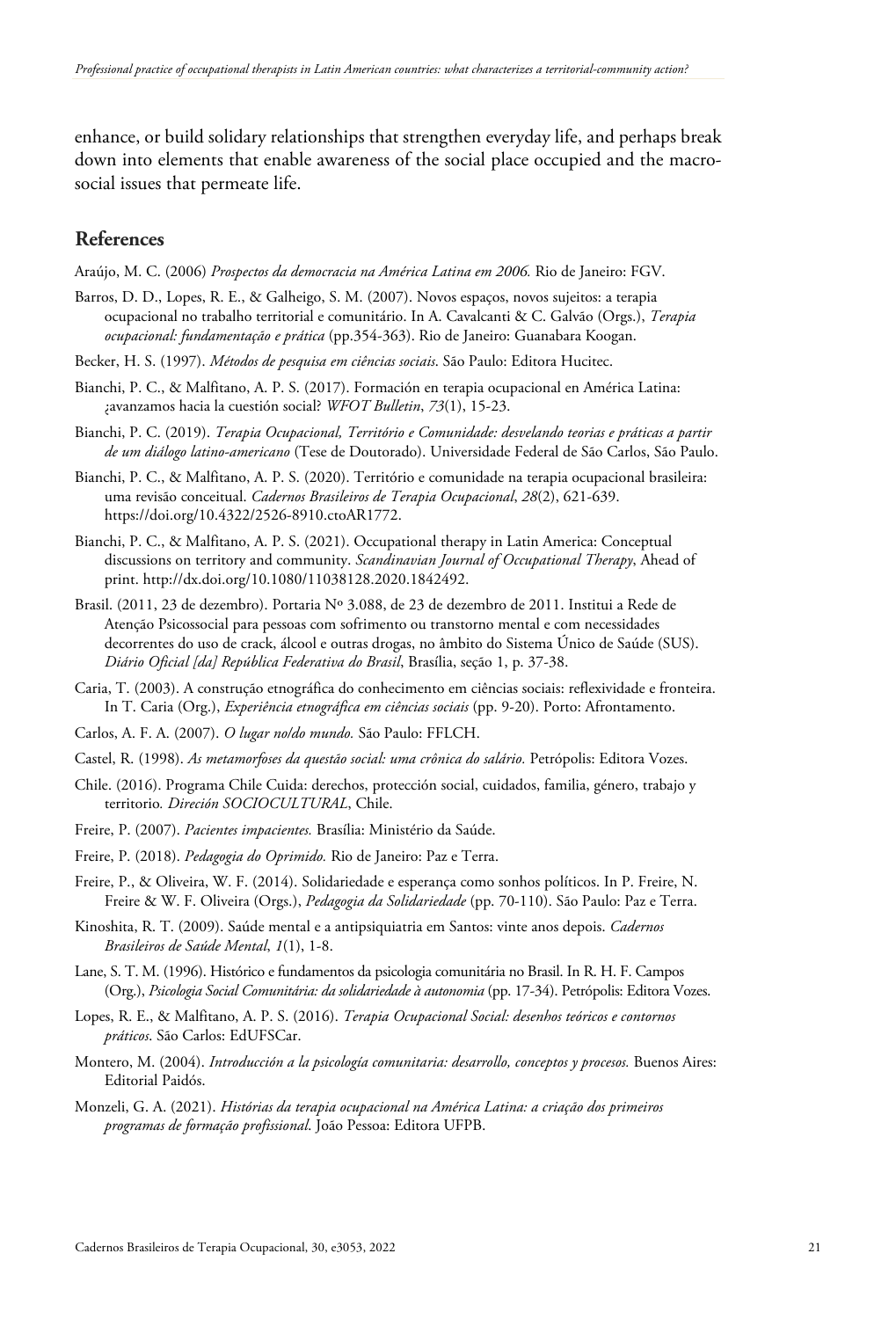enhance, or build solidary relationships that strengthen everyday life, and perhaps break down into elements that enable awareness of the social place occupied and the macro-social issues that permeate life.

## References

Araújo, M. C. (2006) *Prospectos da democracia na América Latina em 2006.* Rio de Janeiro: FGV.

Barros, D. D., Lopes, R. E., & Galheigo, S. M. (2007). Novos espaços, novos sujeitos: a terapia ocupacional no trabalho territorial e comunitário. In A. Cavalcanti & C. Galvão (Orgs.), *Terapia ocupacional: fundamentação e prática* (pp.354-363). Rio de Janeiro: Guanabara Koogan.

Becker, H. S. (1997). *Métodos de pesquisa em ciências sociais*. São Paulo: Editora Hucitec.

Bianchi, P. C., & Malfitano, A. P. S. (2017). Formación en terapia ocupacional en América Latina: ¿avanzamos hacia la cuestión social? *WFOT Bulletin*, *73*(1), 15-23.

Bianchi, P. C. (2019). *Terapia Ocupacional, Território e Comunidade: desvelando teorias e práticas a partir de um diálogo latino-americano* (Tese de Doutorado). Universidade Federal de São Carlos, São Paulo.

Bianchi, P. C., & Malfitano, A. P. S. (2020). Território e comunidade na terapia ocupacional brasileira: uma revisão conceitual. *Cadernos Brasileiros de Terapia Ocupacional*, *28*(2), 621-639. https://doi.org/10.4322/2526-8910.ctoAR1772.

Bianchi, P. C., & Malfitano, A. P. S. (2021). Occupational therapy in Latin America: Conceptual discussions on territory and community. *Scandinavian Journal of Occupational Therapy*, Ahead of print. http://dx.doi.org/10.1080/11038128.2020.1842492.

Brasil. (2011, 23 de dezembro). Portaria Nº 3.088, de 23 de dezembro de 2011. Institui a Rede de Atenção Psicossocial para pessoas com sofrimento ou transtorno mental e com necessidades decorrentes do uso de crack, álcool e outras drogas, no âmbito do Sistema Único de Saúde (SUS). *Diário Oficial [da] República Federativa do Brasil*, Brasília, seção 1, p. 37-38.

Caria, T. (2003). A construção etnográfica do conhecimento em ciências sociais: reflexividade e fronteira. In T. Caria (Org.), *Experiência etnográfica em ciências sociais* (pp. 9-20). Porto: Afrontamento.

Carlos, A. F. A. (2007). *O lugar no/do mundo.* São Paulo: FFLCH.

Castel, R. (1998). *As metamorfoses da questão social: uma crônica do salário.* Petrópolis: Editora Vozes.

Chile. (2016). Programa Chile Cuida: derechos, protección social, cuidados, familia, género, trabajo y territorio*. Direción SOCIOCULTURAL*, Chile.

Freire, P. (2007). *Pacientes impacientes.* Brasília: Ministério da Saúde.

Freire, P. (2018). *Pedagogia do Oprimido.* Rio de Janeiro: Paz e Terra.

Freire, P., & Oliveira, W. F. (2014). Solidariedade e esperança como sonhos políticos. In P. Freire, N. Freire & W. F. Oliveira (Orgs.), *Pedagogia da Solidariedade* (pp. 70-110). São Paulo: Paz e Terra.

Kinoshita, R. T. (2009). Saúde mental e a antipsiquiatria em Santos: vinte anos depois. *Cadernos Brasileiros de Saúde Mental*, *1*(1), 1-8.

Lane, S. T. M. (1996). Histórico e fundamentos da psicologia comunitária no Brasil. In R. H. F. Campos (Org.), *Psicologia Social Comunitária: da solidariedade à autonomia* (pp. 17-34). Petrópolis: Editora Vozes.

Lopes, R. E., & Malfitano, A. P. S. (2016). *Terapia Ocupacional Social: desenhos teóricos e contornos práticos*. São Carlos: EdUFSCar.

Montero, M. (2004). *Introducción a la psicología comunitaria: desarrollo, conceptos y procesos.* Buenos Aires: Editorial Paidós.

Monzeli, G. A. (2021). *Histórias da terapia ocupacional na América Latina: a criação dos primeiros programas de formação profissional*. João Pessoa: Editora UFPB.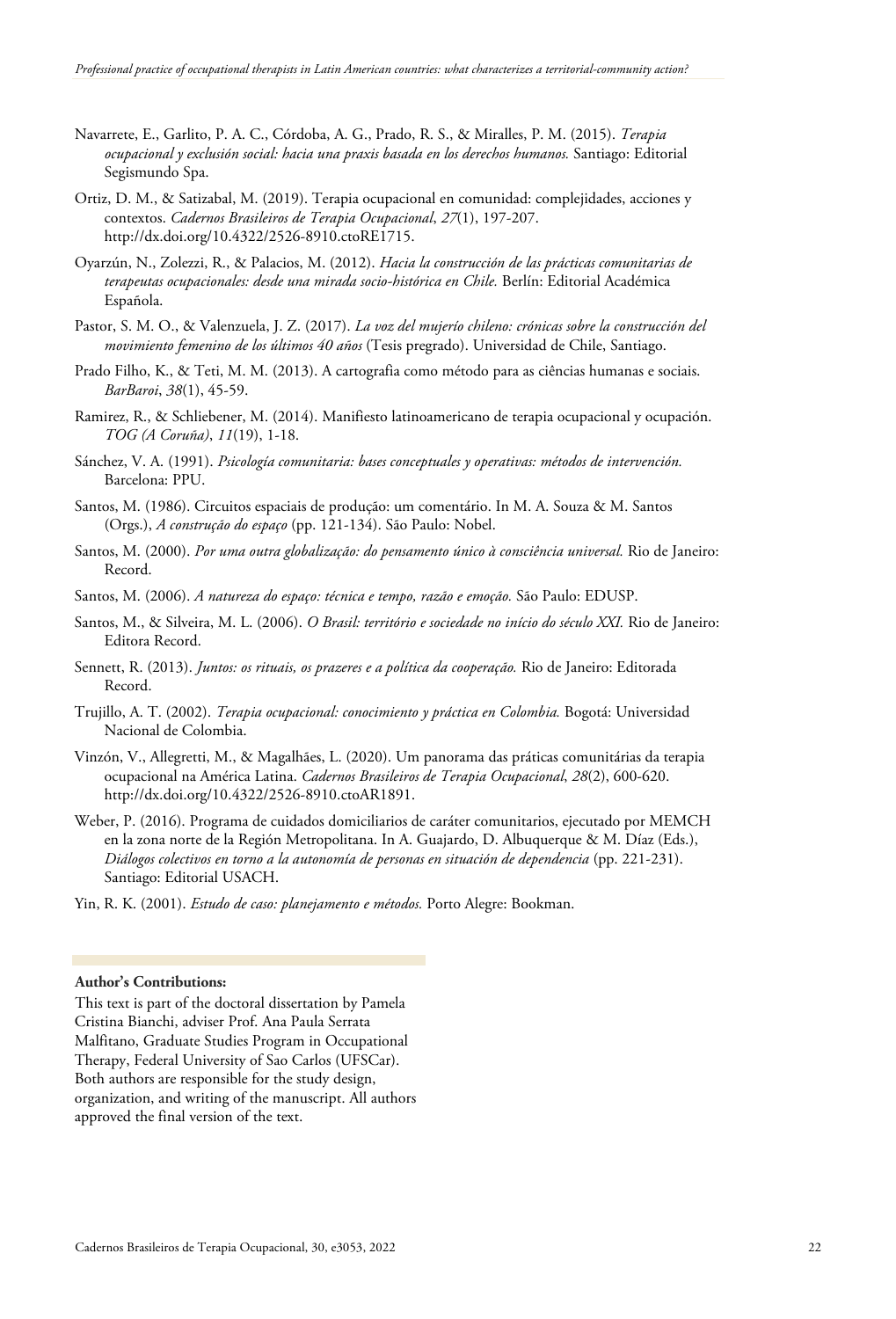Navarrete, E., Garlito, P. A. C., Córdoba, A. G., Prado, R. S., & Miralles, P. M. (2015). *Terapia ocupacional y exclusión social: hacia una praxis basada en los derechos humanos.* Santiago: Editorial Segismundo Spa.

Ortiz, D. M., & Satizabal, M. (2019). Terapia ocupacional en comunidad: complejidades, acciones y contextos. *Cadernos Brasileiros de Terapia Ocupacional*, *27*(1), 197-207. http://dx.doi.org/10.4322/2526-8910.ctoRE1715.

Oyarzún, N., Zolezzi, R., & Palacios, M. (2012). *Hacia la construcción de las prácticas comunitarias de terapeutas ocupacionales: desde una mirada socio-histórica en Chile.* Berlín: Editorial Académica Española.

Pastor, S. M. O., & Valenzuela, J. Z. (2017). *La voz del mujerío chileno: crónicas sobre la construcción del movimiento femenino de los últimos 40 años* (Tesis pregrado). Universidad de Chile, Santiago.

Prado Filho, K., & Teti, M. M. (2013). A cartografia como método para as ciências humanas e sociais. *BarBaroi*, *38*(1), 45-59.

Ramirez, R., & Schliebener, M. (2014). Manifiesto latinoamericano de terapia ocupacional y ocupación. *TOG (A Coruña)*, *11*(19), 1-18.

Sánchez, V. A. (1991). *Psicología comunitaria: bases conceptuales y operativas: métodos de intervención.* Barcelona: PPU.

Santos, M. (1986). Circuitos espaciais de produção: um comentário. In M. A. Souza & M. Santos (Orgs.), *A construção do espaço* (pp. 121-134). São Paulo: Nobel.

Santos, M. (2000). *Por uma outra globalização: do pensamento único à consciência universal.* Rio de Janeiro: Record.

Santos, M. (2006). *A natureza do espaço: técnica e tempo, razão e emoção.* São Paulo: EDUSP.

Santos, M., & Silveira, M. L. (2006). *O Brasil: território e sociedade no início do século XXI.* Rio de Janeiro: Editora Record.

Sennett, R. (2013). *Juntos: os rituais, os prazeres e a política da cooperação.* Rio de Janeiro: Editorada Record.

Trujillo, A. T. (2002). *Terapia ocupacional: conocimiento y práctica en Colombia.* Bogotá: Universidad Nacional de Colombia.

Vinzón, V., Allegretti, M., & Magalhães, L. (2020). Um panorama das práticas comunitárias da terapia ocupacional na América Latina. *Cadernos Brasileiros de Terapia Ocupacional*, *28*(2), 600-620. http://dx.doi.org/10.4322/2526-8910.ctoAR1891.

Weber, P. (2016). Programa de cuidados domiciliarios de caráter comunitarios, ejecutado por MEMCH en la zona norte de la Región Metropolitana. In A. Guajardo, D. Albuquerque & M. Díaz (Eds.), *Diálogos colectivos en torno a la autonomía de personas en situación de dependencia* (pp. 221-231). Santiago: Editorial USACH.

Yin, R. K. (2001). *Estudo de caso: planejamento e métodos.* Porto Alegre: Bookman.

**Author's Contributions:**

This text is part of the doctoral dissertation by Pamela Cristina Bianchi, adviser Prof. Ana Paula Serrata Malfitano, Graduate Studies Program in Occupational Therapy, Federal University of Sao Carlos (UFSCar). Both authors are responsible for the study design, organization, and writing of the manuscript. All authors approved the final version of the text.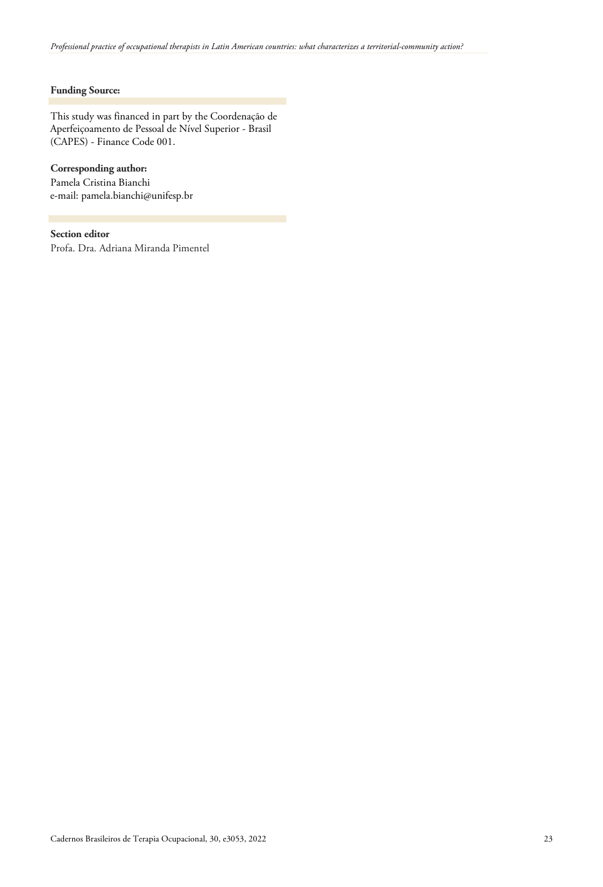**Funding Source:**

This study was financed in part by the Coordenação de Aperfeiçoamento de Pessoal de Nível Superior - Brasil (CAPES) - Finance Code 001.

**Corresponding author:**

Pamela Cristina Bianchi
e-mail: pamela.bianchi@unifesp.br

**Section editor**

Profa. Dra. Adriana Miranda Pimentel